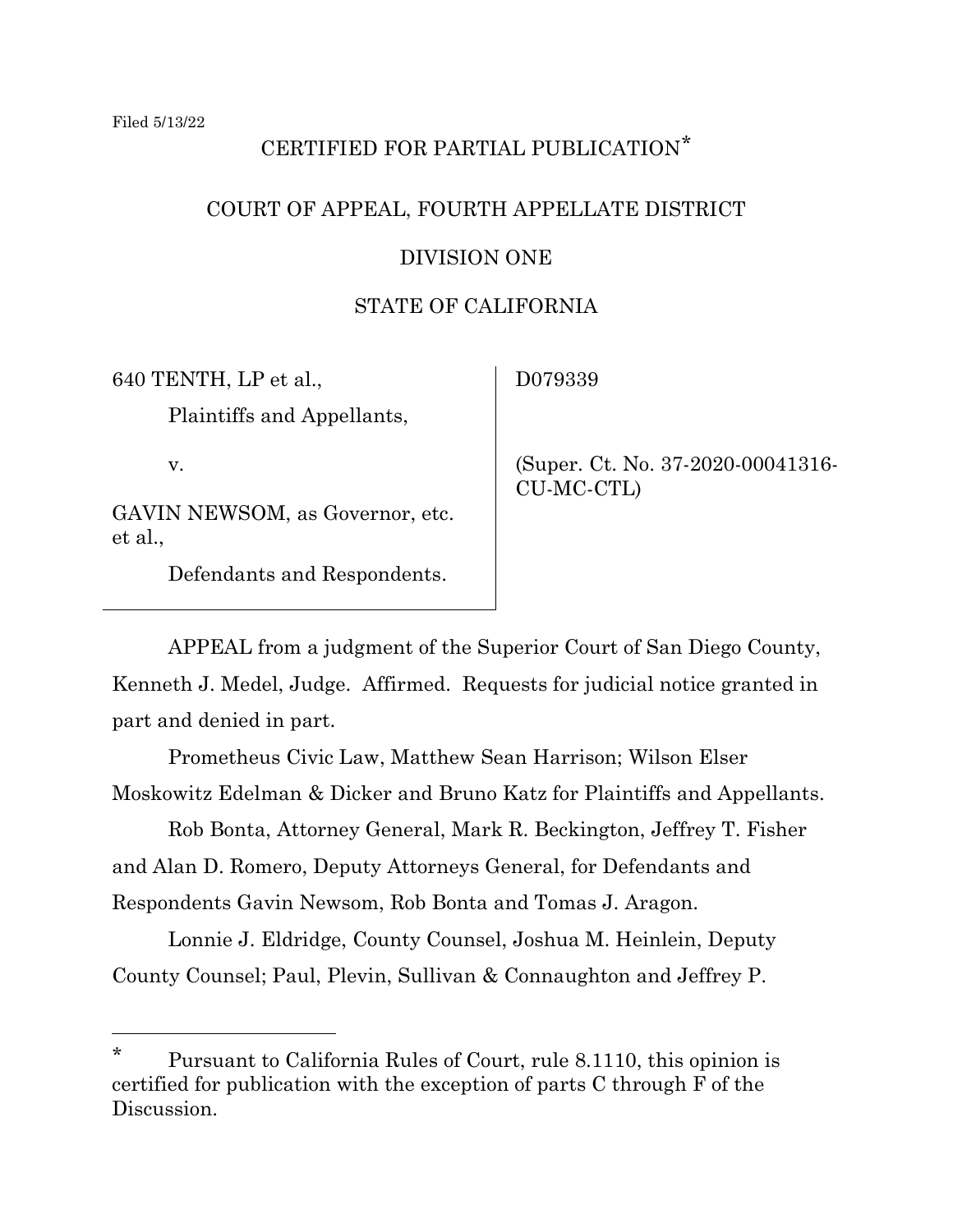Filed 5/13/22

CERTIFIED FOR PARTIAL PUBLICATION*

COURT OF APPEAL, FOURTH APPELLATE DISTRICT

DIVISION ONE

STATE OF CALIFORNIA

| | |
|---|---|
| 640 TENTH, LP et al.,<br><br>Plaintiffs and Appellants,<br><br>v.<br><br>GAVIN NEWSOM, as Governor, etc. et al.,<br><br>Defendants and Respondents. | D079339<br><br>(Super. Ct. No. 37-2020-00041316-CU-MC-CTL) |

APPEAL from a judgment of the Superior Court of San Diego County, Kenneth J. Medel, Judge. Affirmed. Requests for judicial notice granted in part and denied in part.

Prometheus Civic Law, Matthew Sean Harrison; Wilson Elser Moskowitz Edelman & Dicker and Bruno Katz for Plaintiffs and Appellants.

Rob Bonta, Attorney General, Mark R. Beckington, Jeffrey T. Fisher and Alan D. Romero, Deputy Attorneys General, for Defendants and Respondents Gavin Newsom, Rob Bonta and Tomas J. Aragon.

Lonnie J. Eldridge, County Counsel, Joshua M. Heinlein, Deputy County Counsel; Paul, Plevin, Sullivan & Connaughton and Jeffrey P.

---

\* Pursuant to California Rules of Court, rule 8.1110, this opinion is certified for publication with the exception of parts C through F of the Discussion.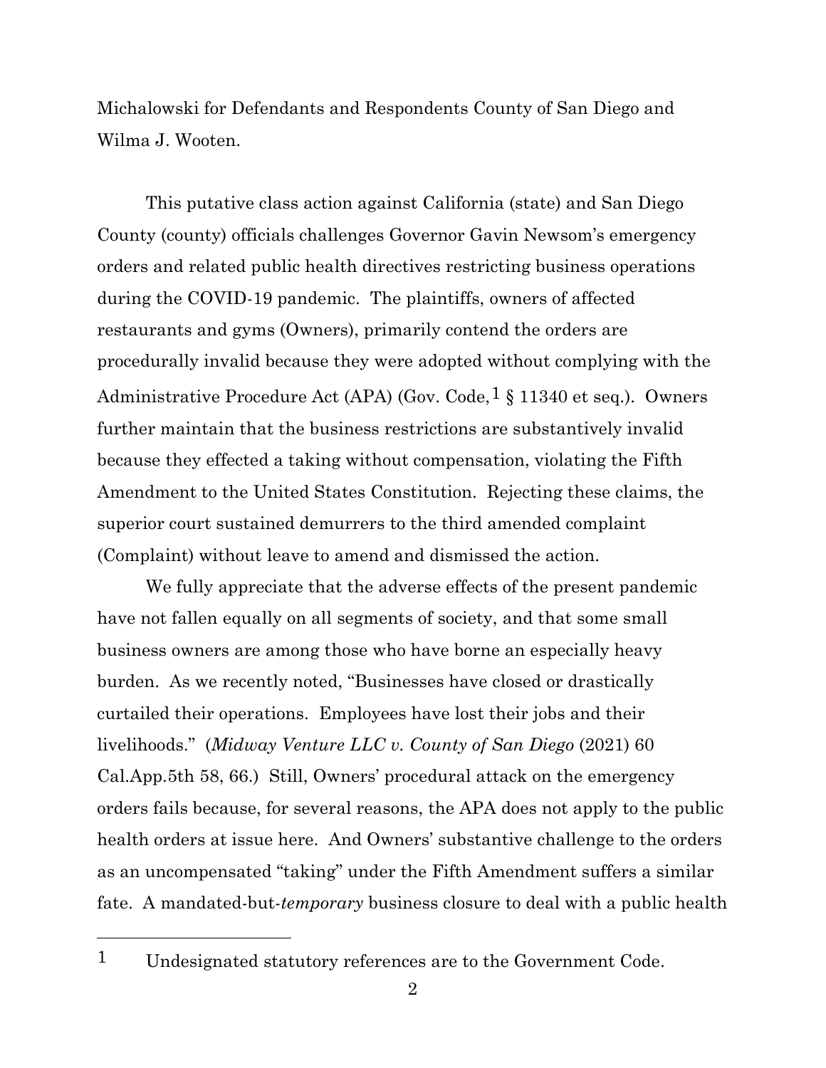Michalowski for Defendants and Respondents County of San Diego and Wilma J. Wooten.

This putative class action against California (state) and San Diego County (county) officials challenges Governor Gavin Newsom's emergency orders and related public health directives restricting business operations during the COVID-19 pandemic. The plaintiffs, owners of affected restaurants and gyms (Owners), primarily contend the orders are procedurally invalid because they were adopted without complying with the Administrative Procedure Act (APA) (Gov. Code,[1] § 11340 et seq.). Owners further maintain that the business restrictions are substantively invalid because they effected a taking without compensation, violating the Fifth Amendment to the United States Constitution. Rejecting these claims, the superior court sustained demurrers to the third amended complaint (Complaint) without leave to amend and dismissed the action.

We fully appreciate that the adverse effects of the present pandemic have not fallen equally on all segments of society, and that some small business owners are among those who have borne an especially heavy burden. As we recently noted, "Businesses have closed or drastically curtailed their operations. Employees have lost their jobs and their livelihoods." (*Midway Venture LLC v. County of San Diego* (2021) 60 Cal.App.5th 58, 66.) Still, Owners' procedural attack on the emergency orders fails because, for several reasons, the APA does not apply to the public health orders at issue here. And Owners' substantive challenge to the orders as an uncompensated "taking" under the Fifth Amendment suffers a similar fate. A mandated-but-*temporary* business closure to deal with a public health

---

[1] Undesignated statutory references are to the Government Code.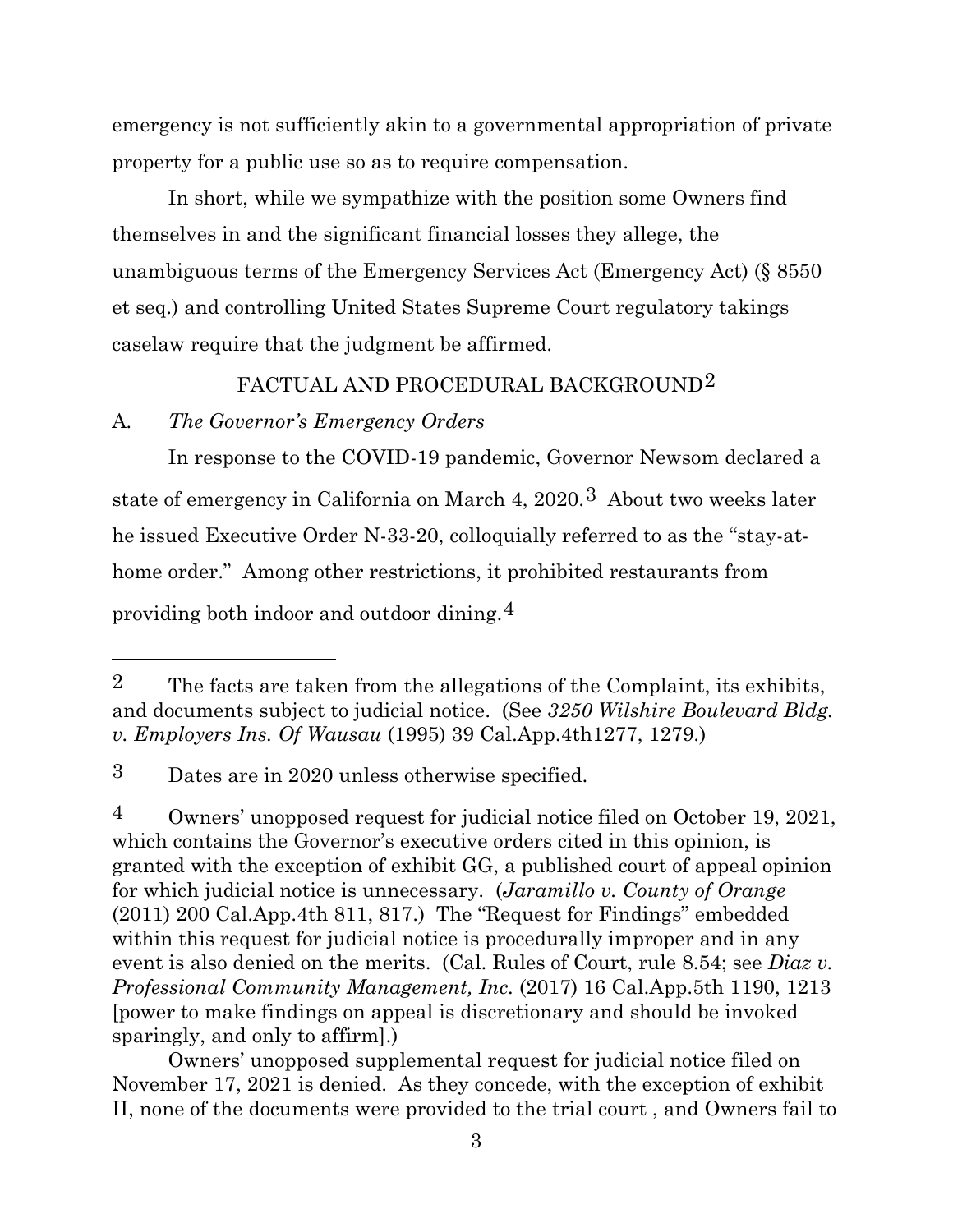emergency is not sufficiently akin to a governmental appropriation of private property for a public use so as to require compensation.

In short, while we sympathize with the position some Owners find themselves in and the significant financial losses they allege, the unambiguous terms of the Emergency Services Act (Emergency Act) (§ 8550 et seq.) and controlling United States Supreme Court regulatory takings caselaw require that the judgment be affirmed.

FACTUAL AND PROCEDURAL BACKGROUND[2]

A. *The Governor's Emergency Orders*

In response to the COVID-19 pandemic, Governor Newsom declared a state of emergency in California on March 4, 2020.[3] About two weeks later he issued Executive Order N-33-20, colloquially referred to as the "stay-at-home order." Among other restrictions, it prohibited restaurants from providing both indoor and outdoor dining.[4]

---

[2] The facts are taken from the allegations of the Complaint, its exhibits, and documents subject to judicial notice. (See *3250 Wilshire Boulevard Bldg. v. Employers Ins. Of Wausau* (1995) 39 Cal.App.4th1277, 1279.)

[3] Dates are in 2020 unless otherwise specified.

[4] Owners' unopposed request for judicial notice filed on October 19, 2021, which contains the Governor's executive orders cited in this opinion, is granted with the exception of exhibit GG, a published court of appeal opinion for which judicial notice is unnecessary. (*Jaramillo v. County of Orange* (2011) 200 Cal.App.4th 811, 817.) The "Request for Findings" embedded within this request for judicial notice is procedurally improper and in any event is also denied on the merits. (Cal. Rules of Court, rule 8.54; see *Diaz v. Professional Community Management, Inc.* (2017) 16 Cal.App.5th 1190, 1213 [power to make findings on appeal is discretionary and should be invoked sparingly, and only to affirm].)

Owners' unopposed supplemental request for judicial notice filed on November 17, 2021 is denied. As they concede, with the exception of exhibit II, none of the documents were provided to the trial court , and Owners fail to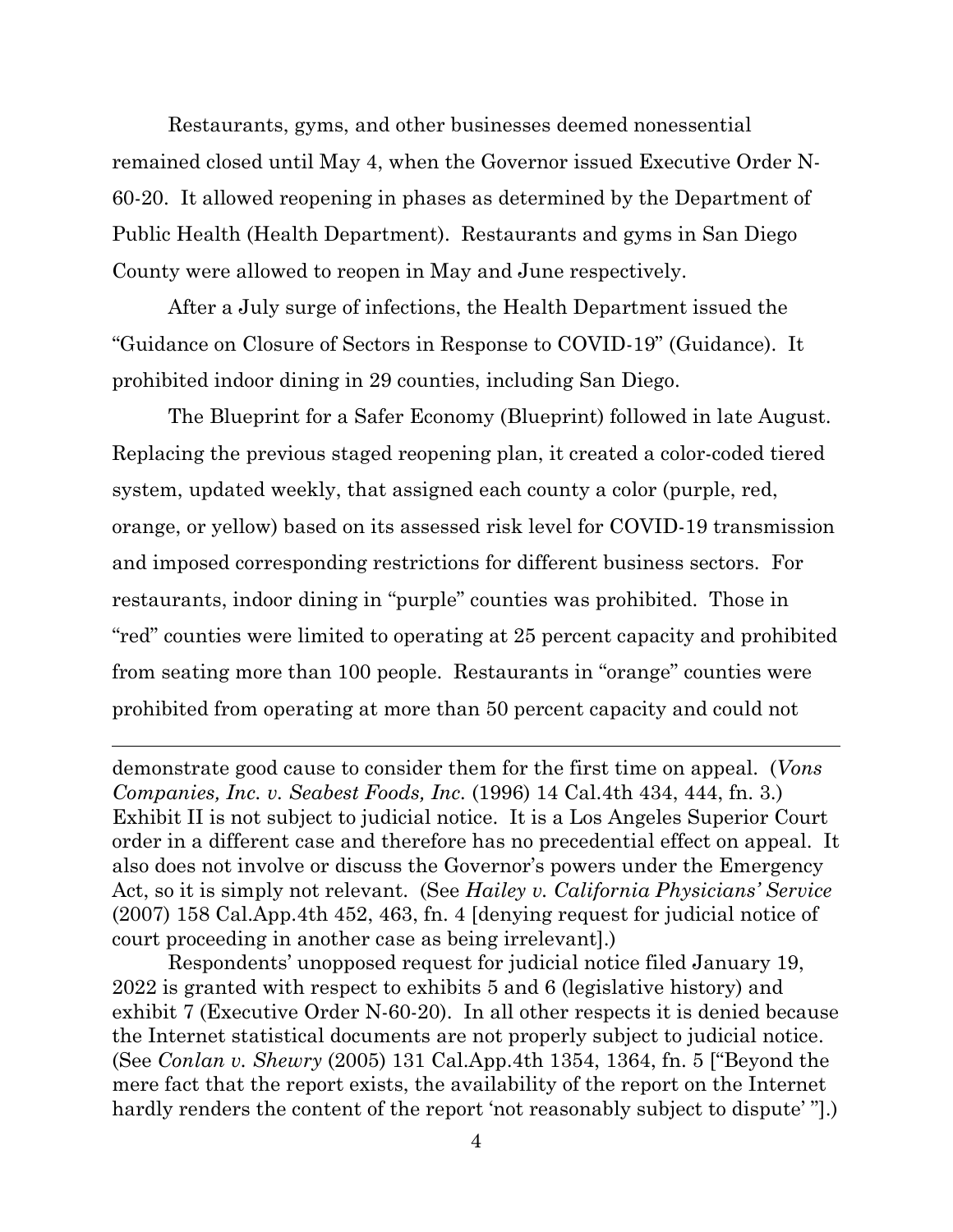Restaurants, gyms, and other businesses deemed nonessential remained closed until May 4, when the Governor issued Executive Order N-60-20. It allowed reopening in phases as determined by the Department of Public Health (Health Department). Restaurants and gyms in San Diego County were allowed to reopen in May and June respectively.

After a July surge of infections, the Health Department issued the "Guidance on Closure of Sectors in Response to COVID-19" (Guidance). It prohibited indoor dining in 29 counties, including San Diego.

The Blueprint for a Safer Economy (Blueprint) followed in late August. Replacing the previous staged reopening plan, it created a color-coded tiered system, updated weekly, that assigned each county a color (purple, red, orange, or yellow) based on its assessed risk level for COVID-19 transmission and imposed corresponding restrictions for different business sectors. For restaurants, indoor dining in "purple" counties was prohibited. Those in "red" counties were limited to operating at 25 percent capacity and prohibited from seating more than 100 people. Restaurants in "orange" counties were prohibited from operating at more than 50 percent capacity and could not

---

demonstrate good cause to consider them for the first time on appeal. (*Vons Companies, Inc. v. Seabest Foods, Inc.* (1996) 14 Cal.4th 434, 444, fn. 3.) Exhibit II is not subject to judicial notice. It is a Los Angeles Superior Court order in a different case and therefore has no precedential effect on appeal. It also does not involve or discuss the Governor's powers under the Emergency Act, so it is simply not relevant. (See *Hailey v. California Physicians' Service* (2007) 158 Cal.App.4th 452, 463, fn. 4 [denying request for judicial notice of court proceeding in another case as being irrelevant].)

Respondents' unopposed request for judicial notice filed January 19, 2022 is granted with respect to exhibits 5 and 6 (legislative history) and exhibit 7 (Executive Order N-60-20). In all other respects it is denied because the Internet statistical documents are not properly subject to judicial notice. (See *Conlan v. Shewry* (2005) 131 Cal.App.4th 1354, 1364, fn. 5 ["Beyond the mere fact that the report exists, the availability of the report on the Internet hardly renders the content of the report 'not reasonably subject to dispute' "].)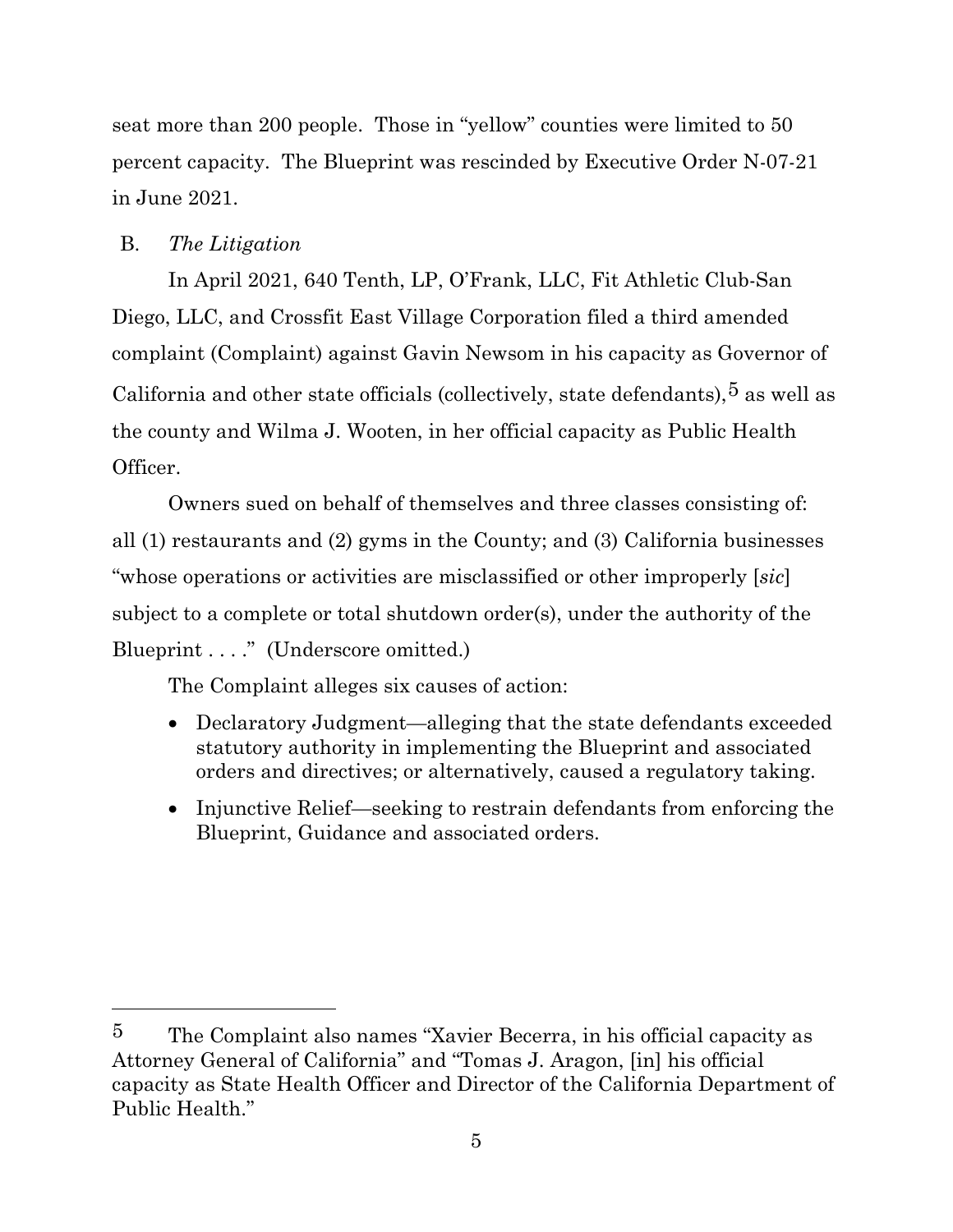seat more than 200 people. Those in "yellow" counties were limited to 50 percent capacity. The Blueprint was rescinded by Executive Order N-07-21 in June 2021.

B. *The Litigation*

In April 2021, 640 Tenth, LP, O'Frank, LLC, Fit Athletic Club-San Diego, LLC, and Crossfit East Village Corporation filed a third amended complaint (Complaint) against Gavin Newsom in his capacity as Governor of California and other state officials (collectively, state defendants),[5] as well as the county and Wilma J. Wooten, in her official capacity as Public Health Officer.

Owners sued on behalf of themselves and three classes consisting of: all (1) restaurants and (2) gyms in the County; and (3) California businesses "whose operations or activities are misclassified or other improperly [*sic*] subject to a complete or total shutdown order(s), under the authority of the Blueprint . . . ." (Underscore omitted.)

The Complaint alleges six causes of action:

- Declaratory Judgment—alleging that the state defendants exceeded statutory authority in implementing the Blueprint and associated orders and directives; or alternatively, caused a regulatory taking.
- Injunctive Relief—seeking to restrain defendants from enforcing the Blueprint, Guidance and associated orders.

---

[5] The Complaint also names "Xavier Becerra, in his official capacity as Attorney General of California" and "Tomas J. Aragon, [in] his official capacity as State Health Officer and Director of the California Department of Public Health."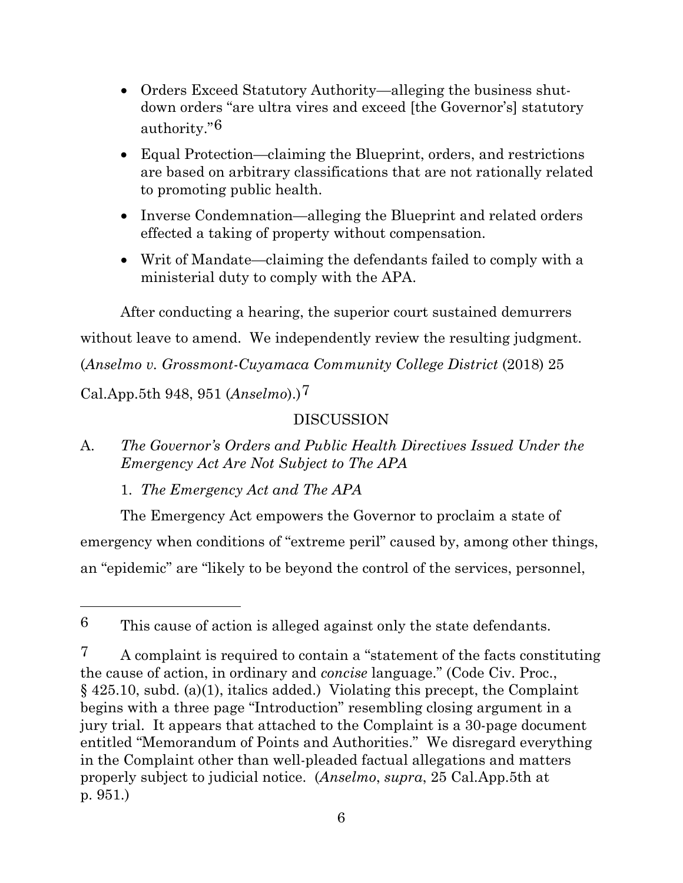- Orders Exceed Statutory Authority—alleging the business shut-down orders "are ultra vires and exceed [the Governor's] statutory authority."[6]
- Equal Protection—claiming the Blueprint, orders, and restrictions are based on arbitrary classifications that are not rationally related to promoting public health.
- Inverse Condemnation—alleging the Blueprint and related orders effected a taking of property without compensation.
- Writ of Mandate—claiming the defendants failed to comply with a ministerial duty to comply with the APA.

After conducting a hearing, the superior court sustained demurrers without leave to amend. We independently review the resulting judgment. (*Anselmo v. Grossmont-Cuyamaca Community College District* (2018) 25 Cal.App.5th 948, 951 (*Anselmo*).)[7]

DISCUSSION

A. *The Governor's Orders and Public Health Directives Issued Under the Emergency Act Are Not Subject to The APA*

1. *The Emergency Act and The APA*

The Emergency Act empowers the Governor to proclaim a state of emergency when conditions of "extreme peril" caused by, among other things, an "epidemic" are "likely to be beyond the control of the services, personnel,

---

[6] This cause of action is alleged against only the state defendants.

[7] A complaint is required to contain a "statement of the facts constituting the cause of action, in ordinary and *concise* language." (Code Civ. Proc., § 425.10, subd. (a)(1), italics added.) Violating this precept, the Complaint begins with a three page "Introduction" resembling closing argument in a jury trial. It appears that attached to the Complaint is a 30-page document entitled "Memorandum of Points and Authorities." We disregard everything in the Complaint other than well-pleaded factual allegations and matters properly subject to judicial notice. (*Anselmo*, *supra*, 25 Cal.App.5th at p. 951.)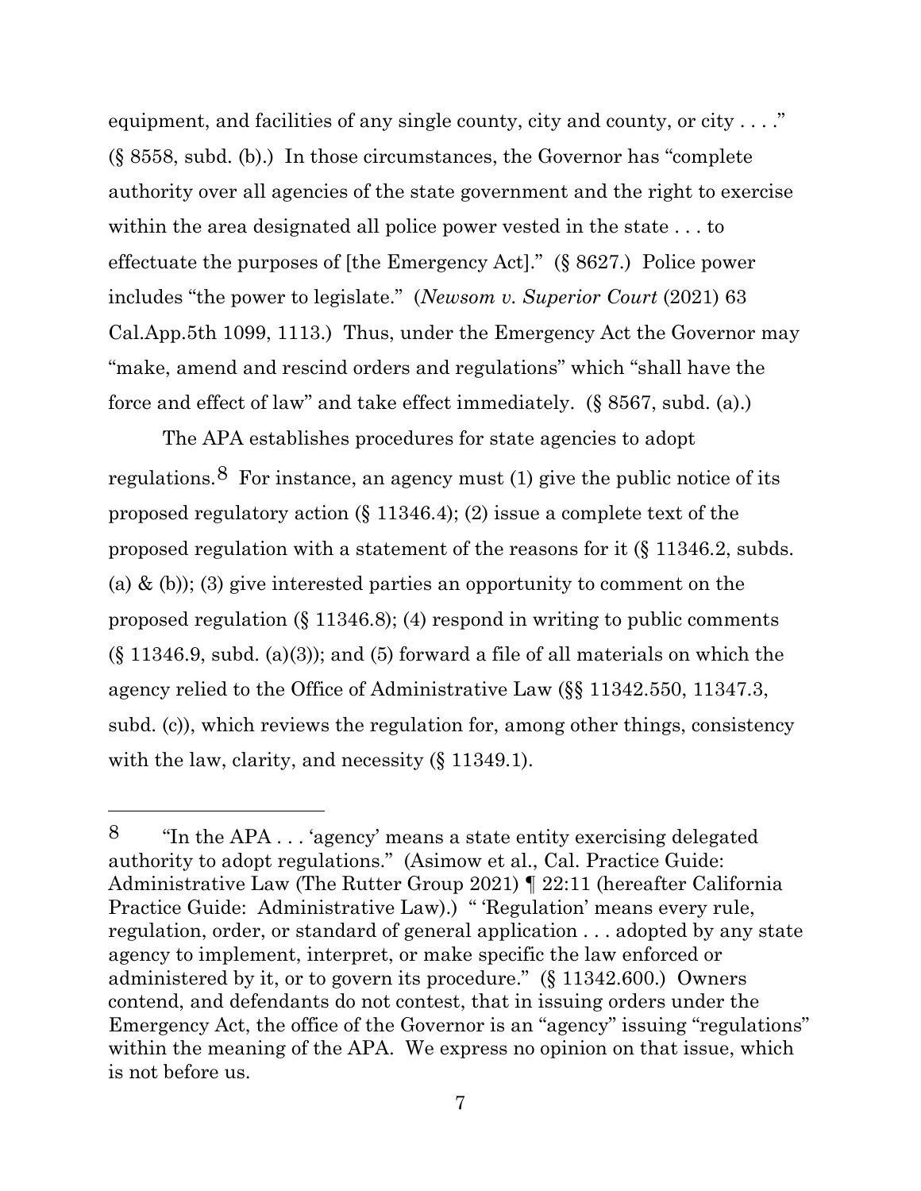equipment, and facilities of any single county, city and county, or city . . . ." (§ 8558, subd. (b).) In those circumstances, the Governor has "complete authority over all agencies of the state government and the right to exercise within the area designated all police power vested in the state . . . to effectuate the purposes of [the Emergency Act]." (§ 8627.) Police power includes "the power to legislate." (*Newsom v. Superior Court* (2021) 63 Cal.App.5th 1099, 1113.) Thus, under the Emergency Act the Governor may "make, amend and rescind orders and regulations" which "shall have the force and effect of law" and take effect immediately. (§ 8567, subd. (a).)

The APA establishes procedures for state agencies to adopt regulations.[8] For instance, an agency must (1) give the public notice of its proposed regulatory action (§ 11346.4); (2) issue a complete text of the proposed regulation with a statement of the reasons for it (§ 11346.2, subds. (a) & (b)); (3) give interested parties an opportunity to comment on the proposed regulation (§ 11346.8); (4) respond in writing to public comments (§ 11346.9, subd. (a)(3)); and (5) forward a file of all materials on which the agency relied to the Office of Administrative Law (§§ 11342.550, 11347.3, subd. (c)), which reviews the regulation for, among other things, consistency with the law, clarity, and necessity (§ 11349.1).

---

[8] "In the APA . . . 'agency' means a state entity exercising delegated authority to adopt regulations." (Asimow et al., Cal. Practice Guide: Administrative Law (The Rutter Group 2021) ¶ 22:11 (hereafter California Practice Guide: Administrative Law).) " 'Regulation' means every rule, regulation, order, or standard of general application . . . adopted by any state agency to implement, interpret, or make specific the law enforced or administered by it, or to govern its procedure." (§ 11342.600.) Owners contend, and defendants do not contest, that in issuing orders under the Emergency Act, the office of the Governor is an "agency" issuing "regulations" within the meaning of the APA. We express no opinion on that issue, which is not before us.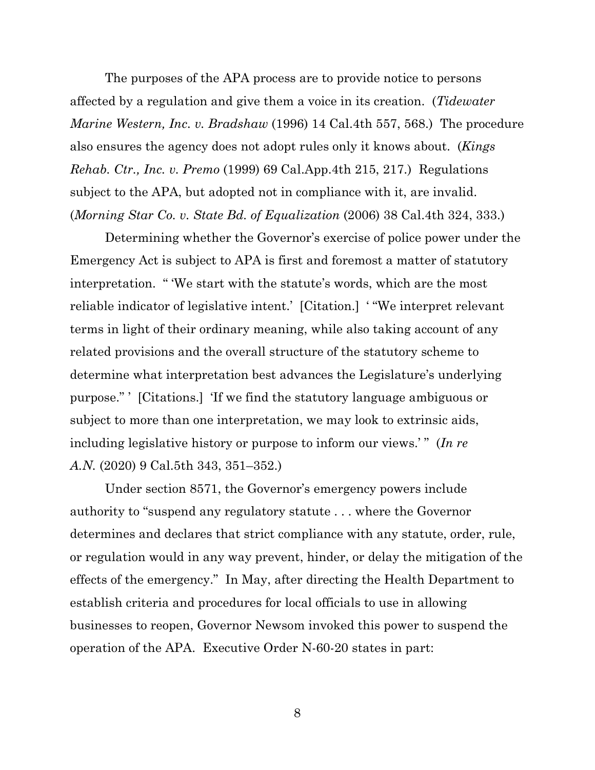The purposes of the APA process are to provide notice to persons affected by a regulation and give them a voice in its creation. (*Tidewater Marine Western, Inc. v. Bradshaw* (1996) 14 Cal.4th 557, 568.) The procedure also ensures the agency does not adopt rules only it knows about. (*Kings Rehab. Ctr., Inc. v. Premo* (1999) 69 Cal.App.4th 215, 217.) Regulations subject to the APA, but adopted not in compliance with it, are invalid. (*Morning Star Co. v. State Bd. of Equalization* (2006) 38 Cal.4th 324, 333.)

Determining whether the Governor's exercise of police power under the Emergency Act is subject to APA is first and foremost a matter of statutory interpretation. " 'We start with the statute's words, which are the most reliable indicator of legislative intent.' [Citation.] ' "We interpret relevant terms in light of their ordinary meaning, while also taking account of any related provisions and the overall structure of the statutory scheme to determine what interpretation best advances the Legislature's underlying purpose." ' [Citations.] 'If we find the statutory language ambiguous or subject to more than one interpretation, we may look to extrinsic aids, including legislative history or purpose to inform our views.' " (*In re A.N.* (2020) 9 Cal.5th 343, 351–352.)

Under section 8571, the Governor's emergency powers include authority to "suspend any regulatory statute . . . where the Governor determines and declares that strict compliance with any statute, order, rule, or regulation would in any way prevent, hinder, or delay the mitigation of the effects of the emergency." In May, after directing the Health Department to establish criteria and procedures for local officials to use in allowing businesses to reopen, Governor Newsom invoked this power to suspend the operation of the APA. Executive Order N-60-20 states in part: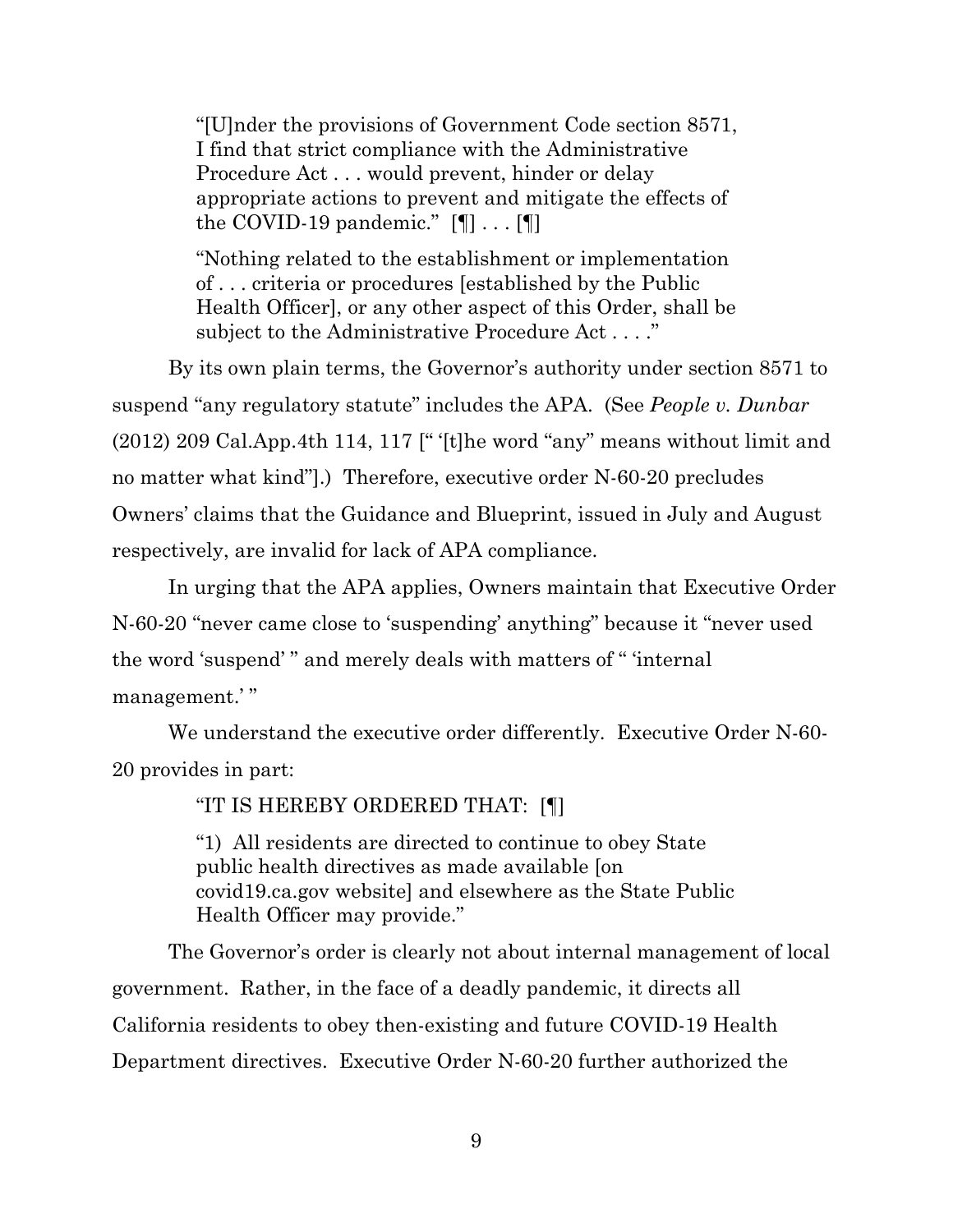> "[U]nder the provisions of Government Code section 8571, I find that strict compliance with the Administrative Procedure Act . . . would prevent, hinder or delay appropriate actions to prevent and mitigate the effects of the COVID-19 pandemic." [¶] . . . [¶]
>
> "Nothing related to the establishment or implementation of . . . criteria or procedures [established by the Public Health Officer], or any other aspect of this Order, shall be subject to the Administrative Procedure Act . . . ."

By its own plain terms, the Governor's authority under section 8571 to suspend "any regulatory statute" includes the APA. (See *People v. Dunbar* (2012) 209 Cal.App.4th 114, 117 [" '[t]he word "any" means without limit and no matter what kind"].) Therefore, executive order N-60-20 precludes Owners' claims that the Guidance and Blueprint, issued in July and August respectively, are invalid for lack of APA compliance.

In urging that the APA applies, Owners maintain that Executive Order N-60-20 "never came close to 'suspending' anything" because it "never used the word 'suspend' " and merely deals with matters of " 'internal management.' "

We understand the executive order differently. Executive Order N-60-20 provides in part:

> "IT IS HEREBY ORDERED THAT: [¶]
>
> "1) All residents are directed to continue to obey State public health directives as made available [on covid19.ca.gov website] and elsewhere as the State Public Health Officer may provide."

The Governor's order is clearly not about internal management of local government. Rather, in the face of a deadly pandemic, it directs all California residents to obey then-existing and future COVID-19 Health Department directives. Executive Order N-60-20 further authorized the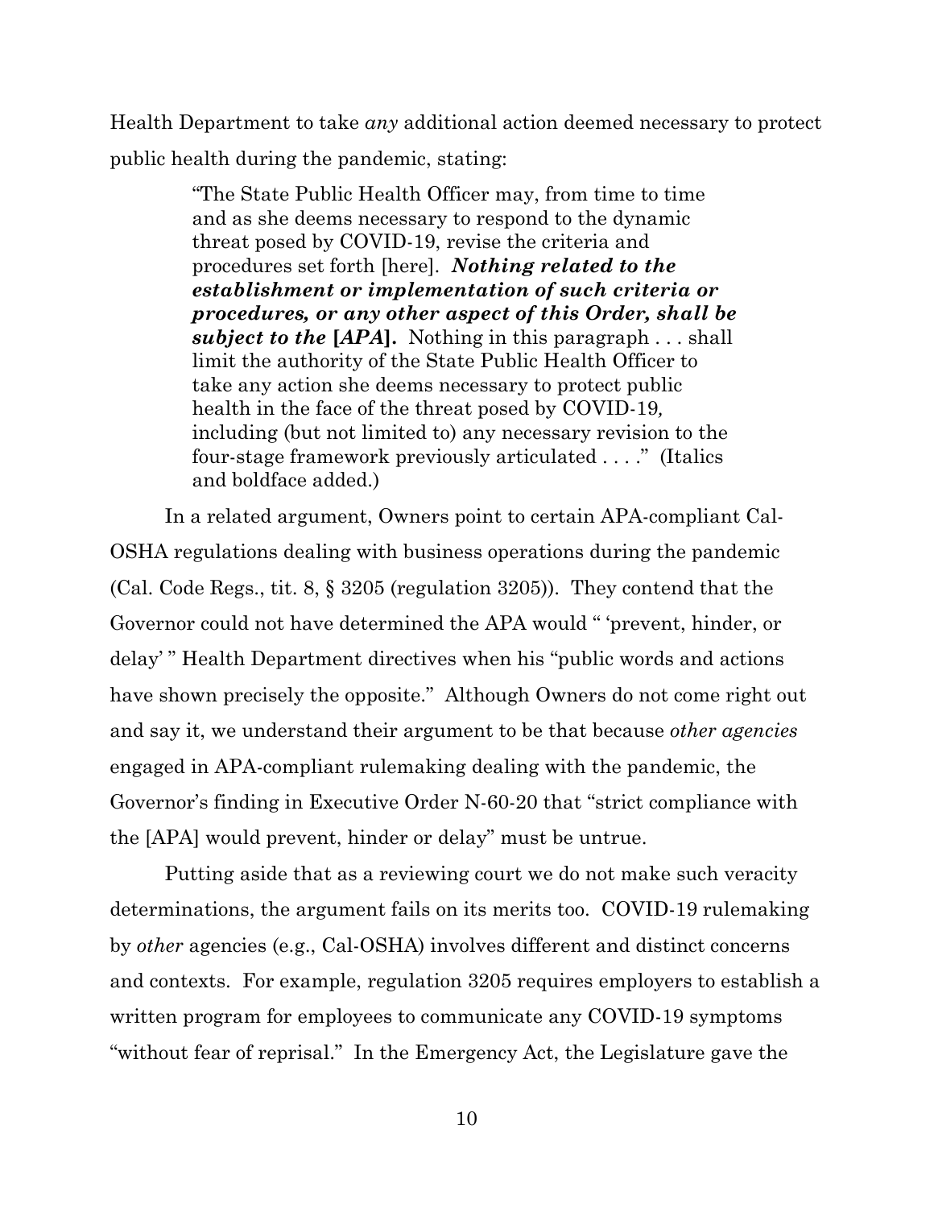Health Department to take *any* additional action deemed necessary to protect public health during the pandemic, stating:

> "The State Public Health Officer may, from time to time and as she deems necessary to respond to the dynamic threat posed by COVID-19, revise the criteria and procedures set forth [here]. ***Nothing related to the establishment or implementation of such criteria or procedures, or any other aspect of this Order, shall be subject to the* [*APA*].** Nothing in this paragraph . . . shall limit the authority of the State Public Health Officer to take any action she deems necessary to protect public health in the face of the threat posed by COVID-19, including (but not limited to) any necessary revision to the four-stage framework previously articulated . . . ." (Italics and boldface added.)

In a related argument, Owners point to certain APA-compliant Cal-OSHA regulations dealing with business operations during the pandemic (Cal. Code Regs., tit. 8, § 3205 (regulation 3205)). They contend that the Governor could not have determined the APA would " 'prevent, hinder, or delay' " Health Department directives when his "public words and actions have shown precisely the opposite." Although Owners do not come right out and say it, we understand their argument to be that because *other agencies* engaged in APA-compliant rulemaking dealing with the pandemic, the Governor's finding in Executive Order N-60-20 that "strict compliance with the [APA] would prevent, hinder or delay" must be untrue.

Putting aside that as a reviewing court we do not make such veracity determinations, the argument fails on its merits too. COVID-19 rulemaking by *other* agencies (e.g., Cal-OSHA) involves different and distinct concerns and contexts. For example, regulation 3205 requires employers to establish a written program for employees to communicate any COVID-19 symptoms "without fear of reprisal." In the Emergency Act, the Legislature gave the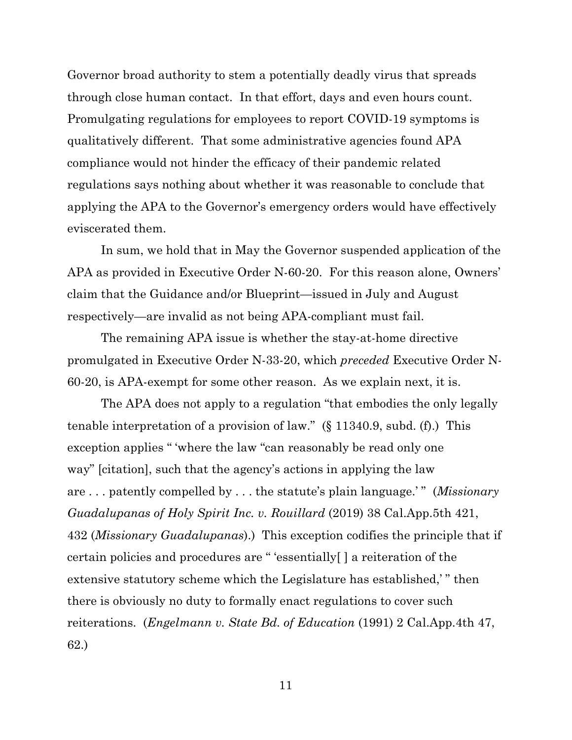Governor broad authority to stem a potentially deadly virus that spreads through close human contact. In that effort, days and even hours count. Promulgating regulations for employees to report COVID-19 symptoms is qualitatively different. That some administrative agencies found APA compliance would not hinder the efficacy of their pandemic related regulations says nothing about whether it was reasonable to conclude that applying the APA to the Governor's emergency orders would have effectively eviscerated them.

In sum, we hold that in May the Governor suspended application of the APA as provided in Executive Order N-60-20. For this reason alone, Owners' claim that the Guidance and/or Blueprint—issued in July and August respectively—are invalid as not being APA-compliant must fail.

The remaining APA issue is whether the stay-at-home directive promulgated in Executive Order N-33-20, which *preceded* Executive Order N-60-20, is APA-exempt for some other reason. As we explain next, it is.

The APA does not apply to a regulation "that embodies the only legally tenable interpretation of a provision of law." (§ 11340.9, subd. (f).) This exception applies " 'where the law "can reasonably be read only one way" [citation], such that the agency's actions in applying the law are . . . patently compelled by . . . the statute's plain language.' " (*Missionary Guadalupanas of Holy Spirit Inc. v. Rouillard* (2019) 38 Cal.App.5th 421, 432 (*Missionary Guadalupanas*).) This exception codifies the principle that if certain policies and procedures are " 'essentially[ ] a reiteration of the extensive statutory scheme which the Legislature has established,' " then there is obviously no duty to formally enact regulations to cover such reiterations. (*Engelmann v. State Bd. of Education* (1991) 2 Cal.App.4th 47, 62.)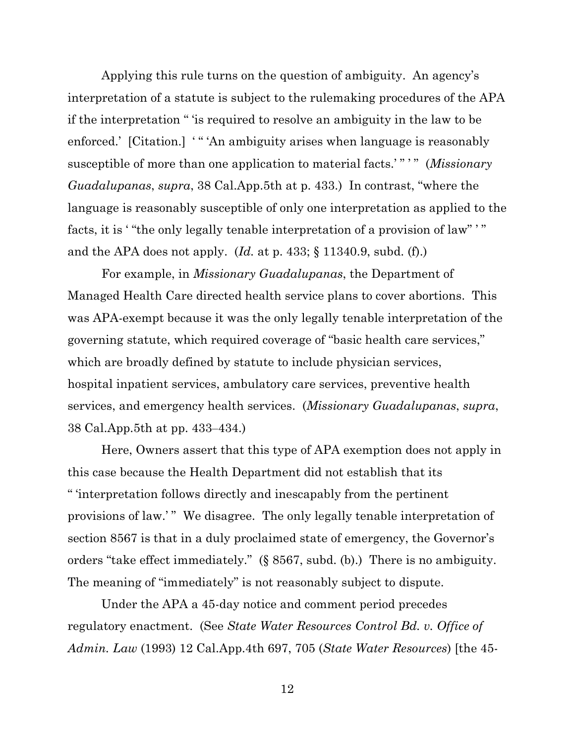Applying this rule turns on the question of ambiguity. An agency's interpretation of a statute is subject to the rulemaking procedures of the APA if the interpretation " 'is required to resolve an ambiguity in the law to be enforced.' [Citation.] ' " 'An ambiguity arises when language is reasonably susceptible of more than one application to material facts.' " ' " (*Missionary Guadalupanas*, *supra*, 38 Cal.App.5th at p. 433.) In contrast, "where the language is reasonably susceptible of only one interpretation as applied to the facts, it is ' "the only legally tenable interpretation of a provision of law" ' " and the APA does not apply. (*Id.* at p. 433; § 11340.9, subd. (f).)

For example, in *Missionary Guadalupanas*, the Department of Managed Health Care directed health service plans to cover abortions. This was APA-exempt because it was the only legally tenable interpretation of the governing statute, which required coverage of "basic health care services," which are broadly defined by statute to include physician services, hospital inpatient services, ambulatory care services, preventive health services, and emergency health services. (*Missionary Guadalupanas*, *supra*, 38 Cal.App.5th at pp. 433–434.)

Here, Owners assert that this type of APA exemption does not apply in this case because the Health Department did not establish that its " 'interpretation follows directly and inescapably from the pertinent provisions of law.' " We disagree. The only legally tenable interpretation of section 8567 is that in a duly proclaimed state of emergency, the Governor's orders "take effect immediately." (§ 8567, subd. (b).) There is no ambiguity. The meaning of "immediately" is not reasonably subject to dispute.

Under the APA a 45-day notice and comment period precedes regulatory enactment. (See *State Water Resources Control Bd. v. Office of Admin. Law* (1993) 12 Cal.App.4th 697, 705 (*State Water Resources*) [the 45-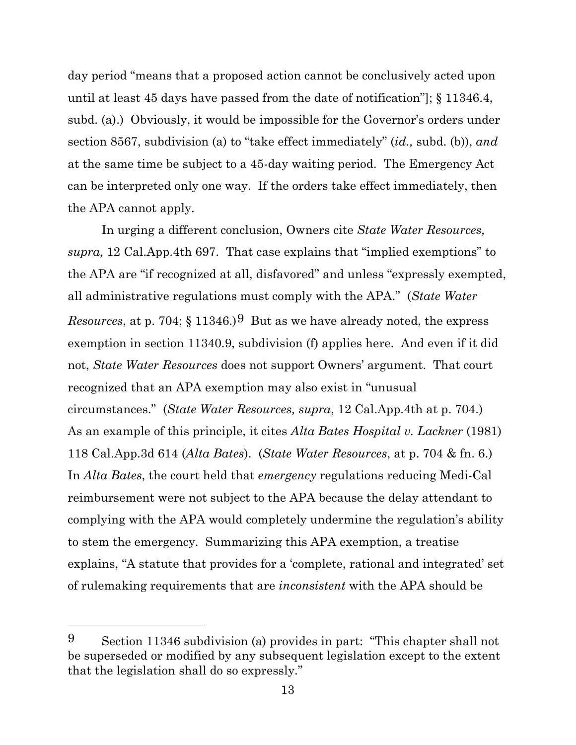day period "means that a proposed action cannot be conclusively acted upon until at least 45 days have passed from the date of notification"]; § 11346.4, subd. (a).) Obviously, it would be impossible for the Governor's orders under section 8567, subdivision (a) to "take effect immediately" (*id.,* subd. (b)), *and* at the same time be subject to a 45-day waiting period. The Emergency Act can be interpreted only one way. If the orders take effect immediately, then the APA cannot apply.

In urging a different conclusion, Owners cite *State Water Resources, supra,* 12 Cal.App.4th 697. That case explains that "implied exemptions" to the APA are "if recognized at all, disfavored" and unless "expressly exempted, all administrative regulations must comply with the APA." (*State Water Resources*, at p. 704; § 11346.)[9] But as we have already noted, the express exemption in section 11340.9, subdivision (f) applies here. And even if it did not, *State Water Resources* does not support Owners' argument. That court recognized that an APA exemption may also exist in "unusual circumstances." (*State Water Resources, supra*, 12 Cal.App.4th at p. 704.) As an example of this principle, it cites *Alta Bates Hospital v. Lackner* (1981) 118 Cal.App.3d 614 (*Alta Bates*). (*State Water Resources*, at p. 704 & fn. 6.) In *Alta Bates*, the court held that *emergency* regulations reducing Medi-Cal reimbursement were not subject to the APA because the delay attendant to complying with the APA would completely undermine the regulation's ability to stem the emergency. Summarizing this APA exemption, a treatise explains, "A statute that provides for a 'complete, rational and integrated' set of rulemaking requirements that are *inconsistent* with the APA should be

---

[9] Section 11346 subdivision (a) provides in part: "This chapter shall not be superseded or modified by any subsequent legislation except to the extent that the legislation shall do so expressly."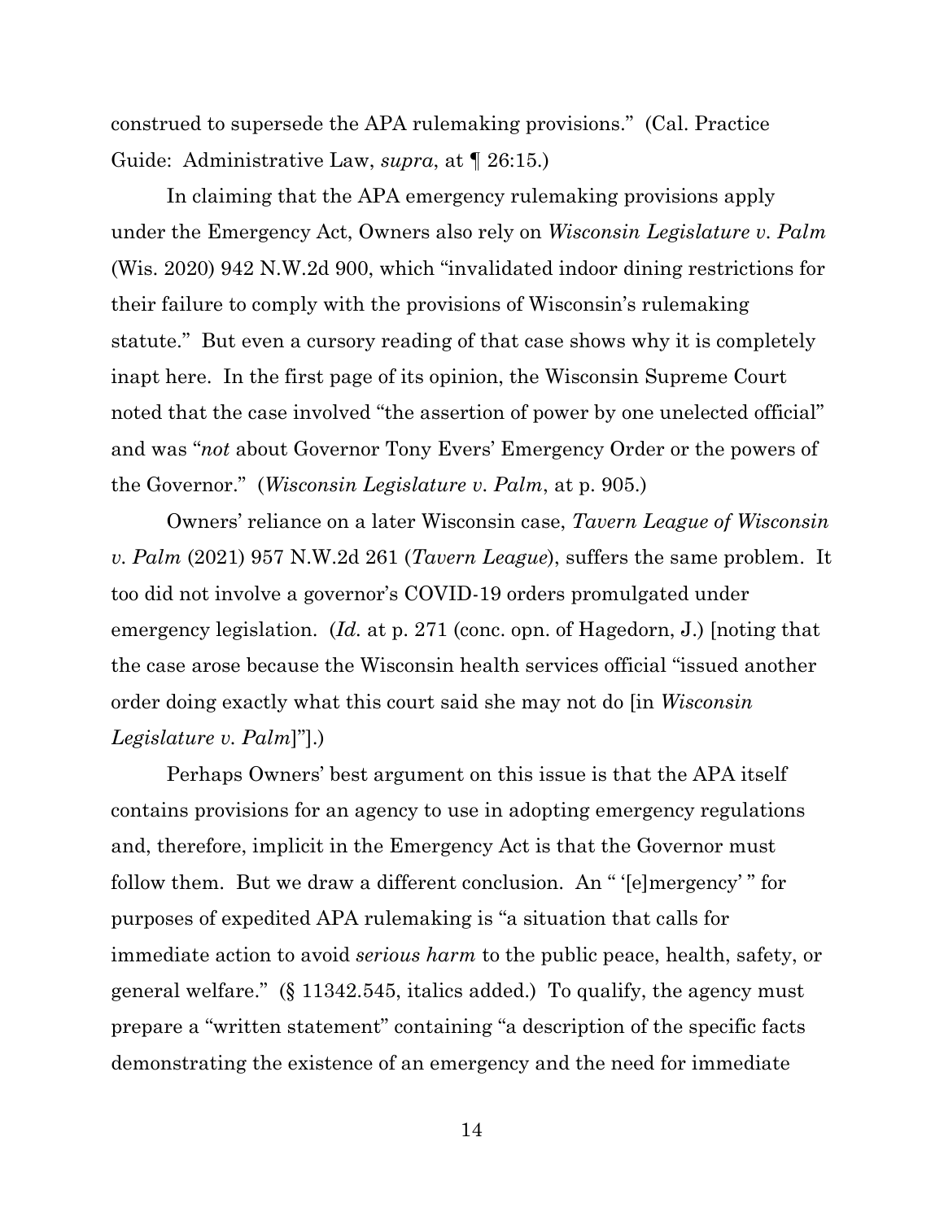construed to supersede the APA rulemaking provisions." (Cal. Practice Guide: Administrative Law, *supra*, at ¶ 26:15.)

In claiming that the APA emergency rulemaking provisions apply under the Emergency Act, Owners also rely on *Wisconsin Legislature v. Palm* (Wis. 2020) 942 N.W.2d 900, which "invalidated indoor dining restrictions for their failure to comply with the provisions of Wisconsin's rulemaking statute." But even a cursory reading of that case shows why it is completely inapt here. In the first page of its opinion, the Wisconsin Supreme Court noted that the case involved "the assertion of power by one unelected official" and was "*not* about Governor Tony Evers' Emergency Order or the powers of the Governor." (*Wisconsin Legislature v. Palm*, at p. 905.)

Owners' reliance on a later Wisconsin case, *Tavern League of Wisconsin v. Palm* (2021) 957 N.W.2d 261 (*Tavern League*), suffers the same problem. It too did not involve a governor's COVID-19 orders promulgated under emergency legislation. (*Id.* at p. 271 (conc. opn. of Hagedorn, J.) [noting that the case arose because the Wisconsin health services official "issued another order doing exactly what this court said she may not do [in *Wisconsin Legislature v. Palm*]"].)

Perhaps Owners' best argument on this issue is that the APA itself contains provisions for an agency to use in adopting emergency regulations and, therefore, implicit in the Emergency Act is that the Governor must follow them. But we draw a different conclusion. An " '[e]mergency' " for purposes of expedited APA rulemaking is "a situation that calls for immediate action to avoid *serious harm* to the public peace, health, safety, or general welfare." (§ 11342.545, italics added.) To qualify, the agency must prepare a "written statement" containing "a description of the specific facts demonstrating the existence of an emergency and the need for immediate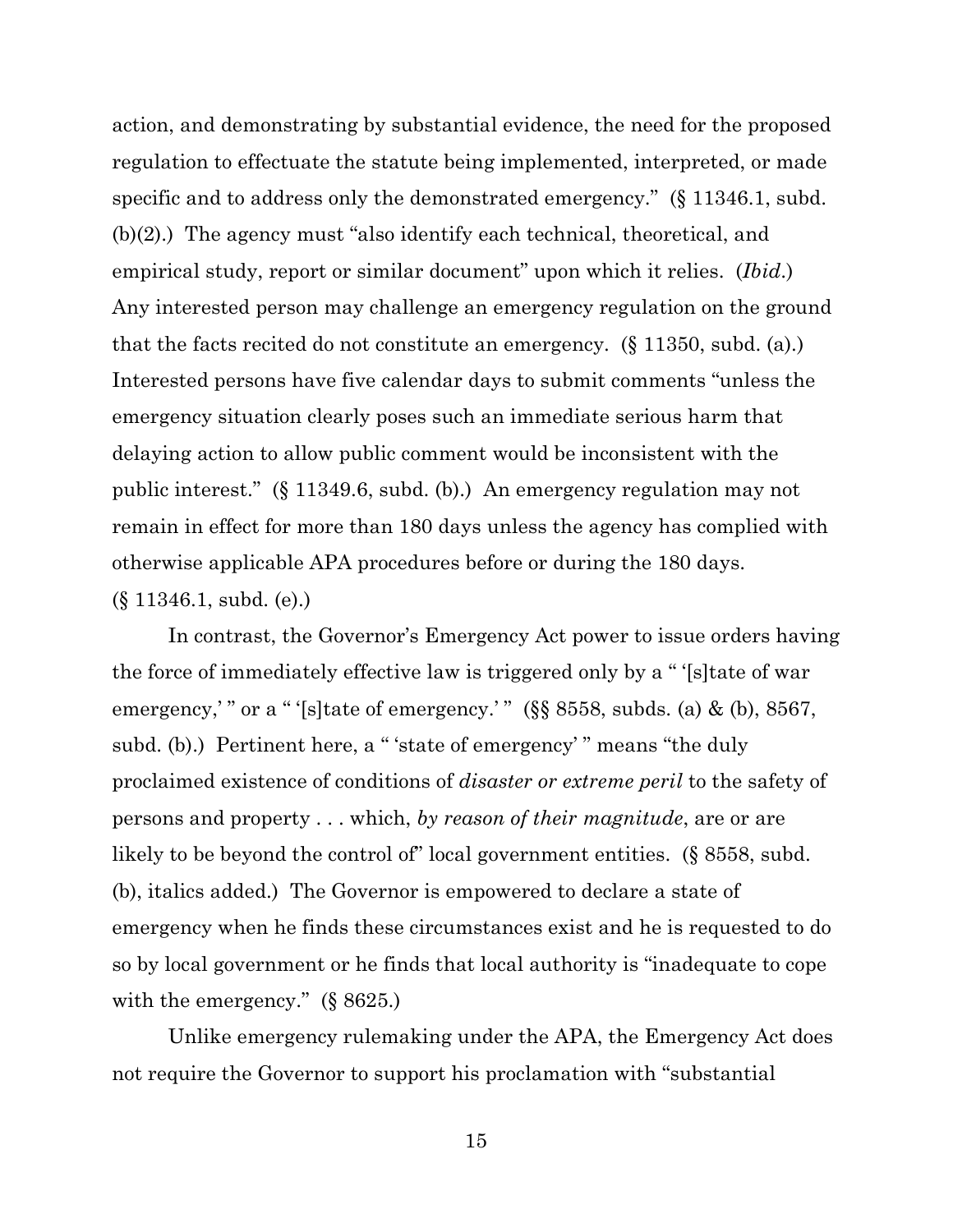action, and demonstrating by substantial evidence, the need for the proposed regulation to effectuate the statute being implemented, interpreted, or made specific and to address only the demonstrated emergency." (§ 11346.1, subd. (b)(2).) The agency must "also identify each technical, theoretical, and empirical study, report or similar document" upon which it relies. (*Ibid*.) Any interested person may challenge an emergency regulation on the ground that the facts recited do not constitute an emergency. (§ 11350, subd. (a).) Interested persons have five calendar days to submit comments "unless the emergency situation clearly poses such an immediate serious harm that delaying action to allow public comment would be inconsistent with the public interest." (§ 11349.6, subd. (b).) An emergency regulation may not remain in effect for more than 180 days unless the agency has complied with otherwise applicable APA procedures before or during the 180 days. (§ 11346.1, subd. (e).)

In contrast, the Governor's Emergency Act power to issue orders having the force of immediately effective law is triggered only by a " '[s]tate of war emergency,' " or a " '[s]tate of emergency.' " (§§ 8558, subds. (a) & (b), 8567, subd. (b).) Pertinent here, a " 'state of emergency' " means "the duly proclaimed existence of conditions of *disaster or extreme peril* to the safety of persons and property . . . which, *by reason of their magnitude*, are or are likely to be beyond the control of" local government entities. (§ 8558, subd. (b), italics added.) The Governor is empowered to declare a state of emergency when he finds these circumstances exist and he is requested to do so by local government or he finds that local authority is "inadequate to cope with the emergency." (§ 8625.)

Unlike emergency rulemaking under the APA, the Emergency Act does not require the Governor to support his proclamation with "substantial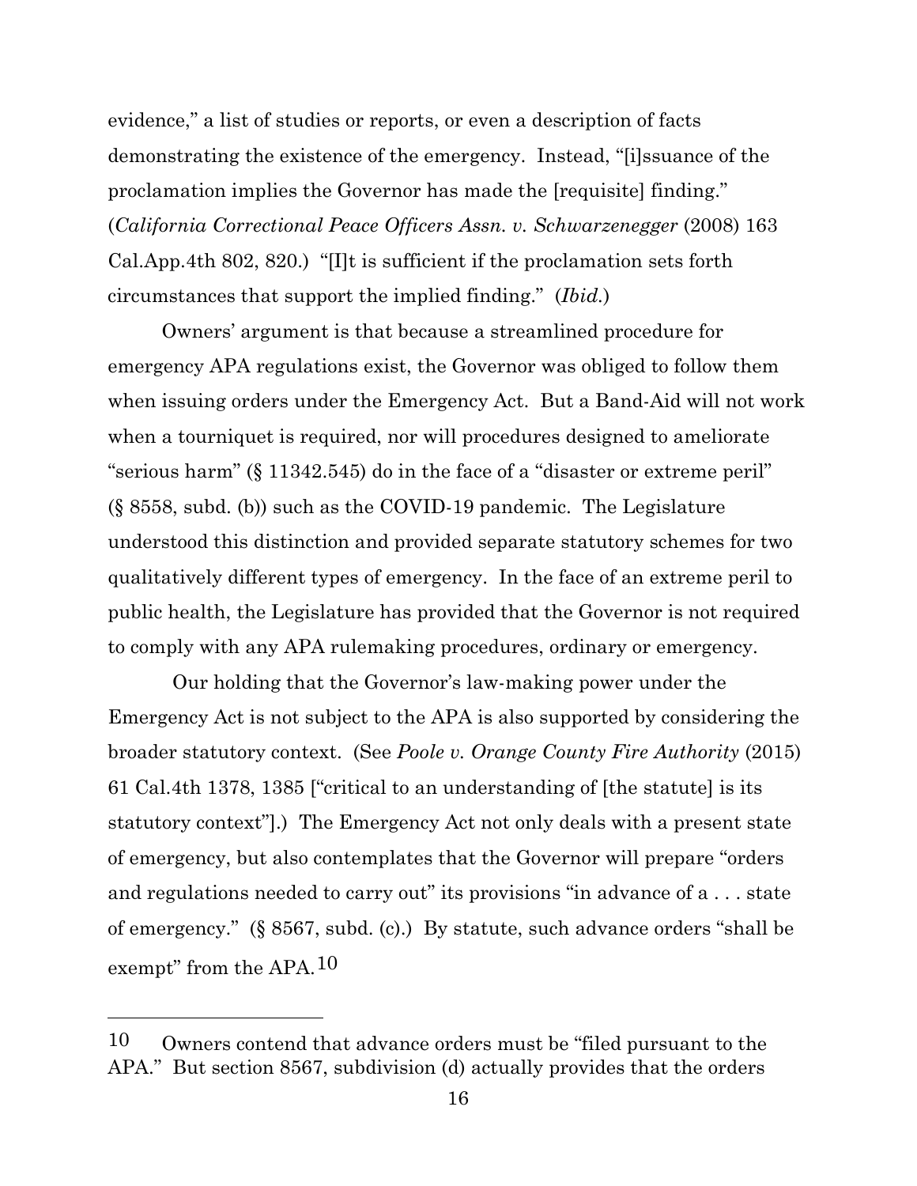evidence," a list of studies or reports, or even a description of facts demonstrating the existence of the emergency. Instead, "[i]ssuance of the proclamation implies the Governor has made the [requisite] finding." (*California Correctional Peace Officers Assn. v. Schwarzenegger* (2008) 163 Cal.App.4th 802, 820.) "[I]t is sufficient if the proclamation sets forth circumstances that support the implied finding." (*Ibid.*)

Owners' argument is that because a streamlined procedure for emergency APA regulations exist, the Governor was obliged to follow them when issuing orders under the Emergency Act. But a Band-Aid will not work when a tourniquet is required, nor will procedures designed to ameliorate "serious harm" (§ 11342.545) do in the face of a "disaster or extreme peril" (§ 8558, subd. (b)) such as the COVID-19 pandemic. The Legislature understood this distinction and provided separate statutory schemes for two qualitatively different types of emergency. In the face of an extreme peril to public health, the Legislature has provided that the Governor is not required to comply with any APA rulemaking procedures, ordinary or emergency.

Our holding that the Governor's law-making power under the Emergency Act is not subject to the APA is also supported by considering the broader statutory context. (See *Poole v. Orange County Fire Authority* (2015) 61 Cal.4th 1378, 1385 ["critical to an understanding of [the statute] is its statutory context"].) The Emergency Act not only deals with a present state of emergency, but also contemplates that the Governor will prepare "orders and regulations needed to carry out" its provisions "in advance of a . . . state of emergency." (§ 8567, subd. (c).) By statute, such advance orders "shall be exempt" from the APA.[10]

---

[10] Owners contend that advance orders must be "filed pursuant to the APA." But section 8567, subdivision (d) actually provides that the orders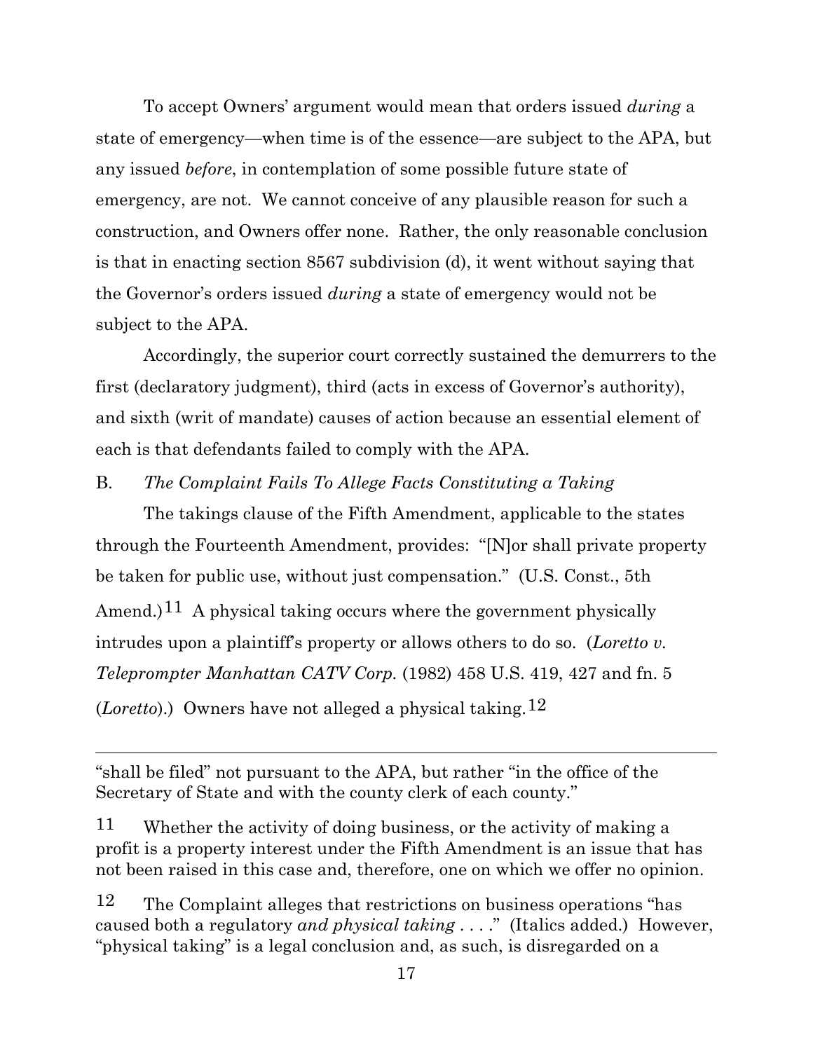To accept Owners' argument would mean that orders issued *during* a state of emergency—when time is of the essence—are subject to the APA, but any issued *before*, in contemplation of some possible future state of emergency, are not. We cannot conceive of any plausible reason for such a construction, and Owners offer none. Rather, the only reasonable conclusion is that in enacting section 8567 subdivision (d), it went without saying that the Governor's orders issued *during* a state of emergency would not be subject to the APA.

Accordingly, the superior court correctly sustained the demurrers to the first (declaratory judgment), third (acts in excess of Governor's authority), and sixth (writ of mandate) causes of action because an essential element of each is that defendants failed to comply with the APA.

B. *The Complaint Fails To Allege Facts Constituting a Taking*

The takings clause of the Fifth Amendment, applicable to the states through the Fourteenth Amendment, provides: "[N]or shall private property be taken for public use, without just compensation." (U.S. Const., 5th Amend.)[11] A physical taking occurs where the government physically intrudes upon a plaintiff's property or allows others to do so. (*Loretto v. Teleprompter Manhattan CATV Corp.* (1982) 458 U.S. 419, 427 and fn. 5 (*Loretto*).) Owners have not alleged a physical taking.[12]

---

"shall be filed" not pursuant to the APA, but rather "in the office of the Secretary of State and with the county clerk of each county."

[11] Whether the activity of doing business, or the activity of making a profit is a property interest under the Fifth Amendment is an issue that has not been raised in this case and, therefore, one on which we offer no opinion.

[12] The Complaint alleges that restrictions on business operations "has caused both a regulatory *and physical taking* . . . ." (Italics added.) However, "physical taking" is a legal conclusion and, as such, is disregarded on a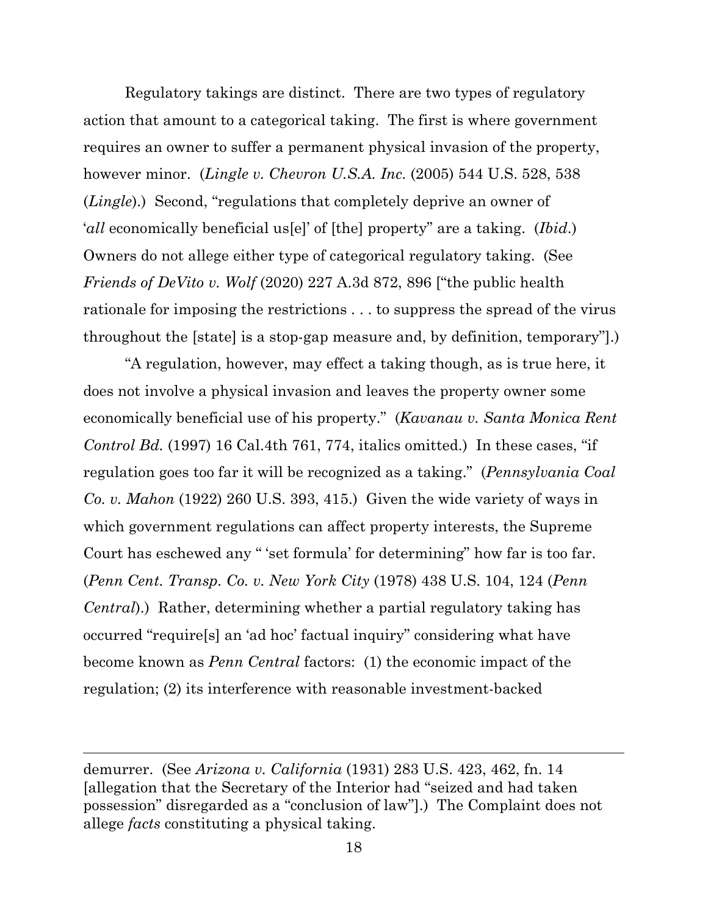Regulatory takings are distinct. There are two types of regulatory action that amount to a categorical taking. The first is where government requires an owner to suffer a permanent physical invasion of the property, however minor. (*Lingle v. Chevron U.S.A. Inc.* (2005) 544 U.S. 528, 538 (*Lingle*).) Second, "regulations that completely deprive an owner of '*all* economically beneficial us[e]' of [the] property" are a taking. (*Ibid*.) Owners do not allege either type of categorical regulatory taking. (See *Friends of DeVito v. Wolf* (2020) 227 A.3d 872, 896 ["the public health rationale for imposing the restrictions . . . to suppress the spread of the virus throughout the [state] is a stop-gap measure and, by definition, temporary"].)

"A regulation, however, may effect a taking though, as is true here, it does not involve a physical invasion and leaves the property owner some economically beneficial use of his property." (*Kavanau v. Santa Monica Rent Control Bd.* (1997) 16 Cal.4th 761, 774, italics omitted.) In these cases, "if regulation goes too far it will be recognized as a taking." (*Pennsylvania Coal Co. v. Mahon* (1922) 260 U.S. 393, 415.) Given the wide variety of ways in which government regulations can affect property interests, the Supreme Court has eschewed any " 'set formula' for determining" how far is too far. (*Penn Cent. Transp. Co. v. New York City* (1978) 438 U.S. 104, 124 (*Penn Central*).) Rather, determining whether a partial regulatory taking has occurred "require[s] an 'ad hoc' factual inquiry" considering what have become known as *Penn Central* factors: (1) the economic impact of the regulation; (2) its interference with reasonable investment-backed

---

demurrer. (See *Arizona v. California* (1931) 283 U.S. 423, 462, fn. 14 [allegation that the Secretary of the Interior had "seized and had taken possession" disregarded as a "conclusion of law"].) The Complaint does not allege *facts* constituting a physical taking.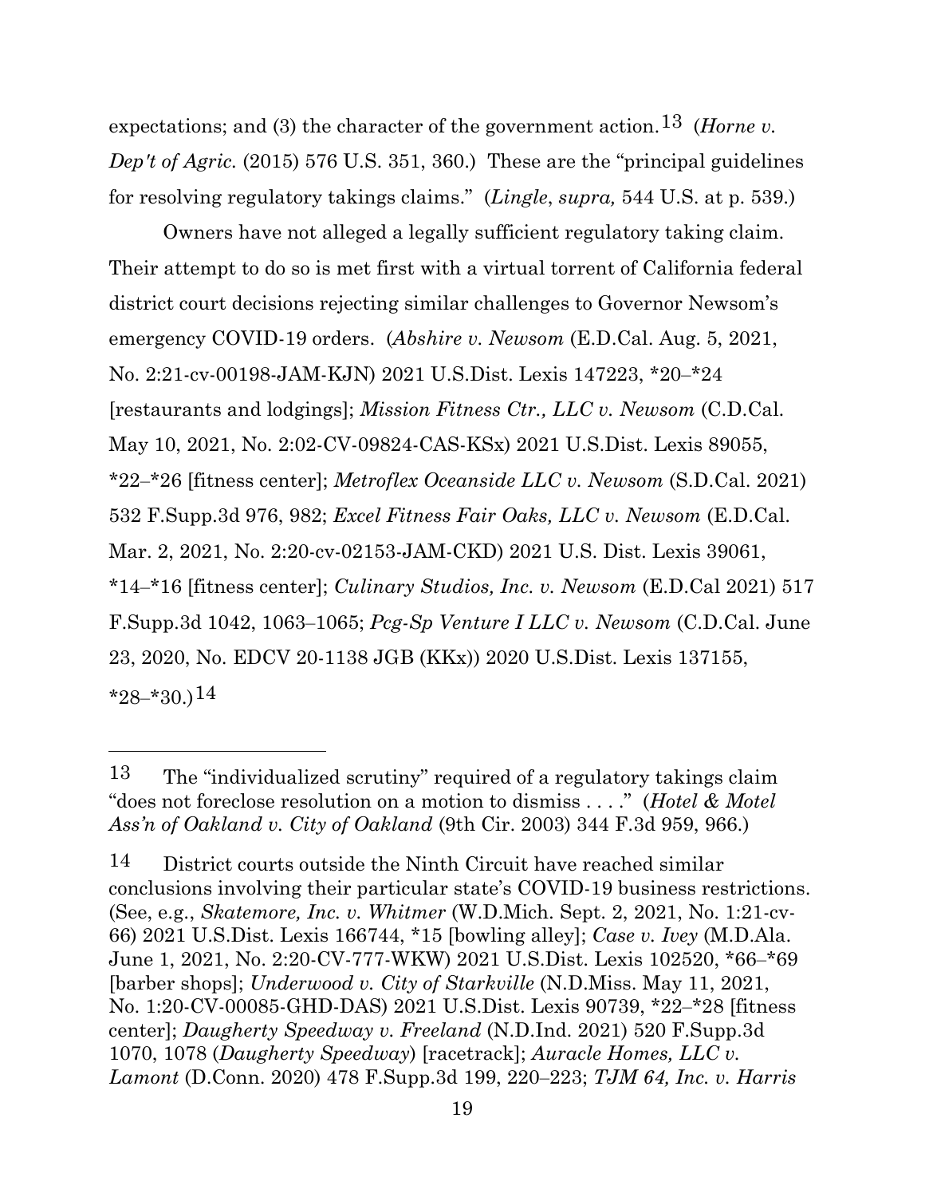expectations; and (3) the character of the government action.[13] (*Horne v. Dep't of Agric.* (2015) 576 U.S. 351, 360.) These are the "principal guidelines for resolving regulatory takings claims." (*Lingle*, *supra,* 544 U.S. at p. 539.)

Owners have not alleged a legally sufficient regulatory taking claim. Their attempt to do so is met first with a virtual torrent of California federal district court decisions rejecting similar challenges to Governor Newsom's emergency COVID-19 orders. (*Abshire v. Newsom* (E.D.Cal. Aug. 5, 2021, No. 2:21-cv-00198-JAM-KJN) 2021 U.S.Dist. Lexis 147223, *20–*24 [restaurants and lodgings]; *Mission Fitness Ctr., LLC v. Newsom* (C.D.Cal. May 10, 2021, No. 2:02-CV-09824-CAS-KSx) 2021 U.S.Dist. Lexis 89055, *22–*26 [fitness center]; *Metroflex Oceanside LLC v. Newsom* (S.D.Cal. 2021) 532 F.Supp.3d 976, 982; *Excel Fitness Fair Oaks, LLC v. Newsom* (E.D.Cal. Mar. 2, 2021, No. 2:20-cv-02153-JAM-CKD) 2021 U.S. Dist. Lexis 39061, *14–*16 [fitness center]; *Culinary Studios, Inc. v. Newsom* (E.D.Cal 2021) 517 F.Supp.3d 1042, 1063–1065; *Pcg-Sp Venture I LLC v. Newsom* (C.D.Cal. June 23, 2020, No. EDCV 20-1138 JGB (KKx)) 2020 U.S.Dist. Lexis 137155, *28–*30.)[14]

---

[13] The "individualized scrutiny" required of a regulatory takings claim "does not foreclose resolution on a motion to dismiss . . . ." (*Hotel & Motel Ass'n of Oakland v. City of Oakland* (9th Cir. 2003) 344 F.3d 959, 966.)

[14] District courts outside the Ninth Circuit have reached similar conclusions involving their particular state's COVID-19 business restrictions. (See, e.g., *Skatemore, Inc. v. Whitmer* (W.D.Mich. Sept. 2, 2021, No. 1:21-cv-66) 2021 U.S.Dist. Lexis 166744, *15 [bowling alley]; *Case v. Ivey* (M.D.Ala. June 1, 2021, No. 2:20-CV-777-WKW) 2021 U.S.Dist. Lexis 102520, *66–*69 [barber shops]; *Underwood v. City of Starkville* (N.D.Miss. May 11, 2021, No. 1:20-CV-00085-GHD-DAS) 2021 U.S.Dist. Lexis 90739, *22–*28 [fitness center]; *Daugherty Speedway v. Freeland* (N.D.Ind. 2021) 520 F.Supp.3d 1070, 1078 (*Daugherty Speedway*) [racetrack]; *Auracle Homes, LLC v. Lamont* (D.Conn. 2020) 478 F.Supp.3d 199, 220–223; *TJM 64, Inc. v. Harris*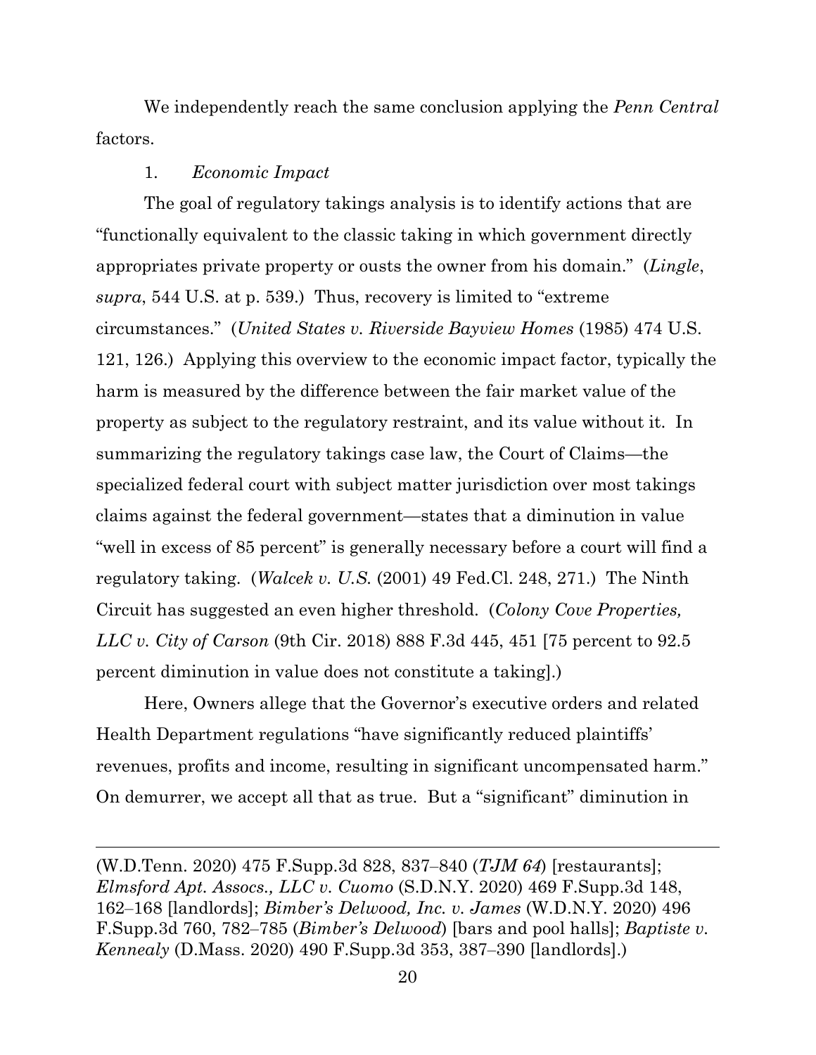We independently reach the same conclusion applying the *Penn Central* factors.

1. *Economic Impact*

The goal of regulatory takings analysis is to identify actions that are "functionally equivalent to the classic taking in which government directly appropriates private property or ousts the owner from his domain." (*Lingle*, *supra*, 544 U.S. at p. 539.) Thus, recovery is limited to "extreme circumstances." (*United States v. Riverside Bayview Homes* (1985) 474 U.S. 121, 126.) Applying this overview to the economic impact factor, typically the harm is measured by the difference between the fair market value of the property as subject to the regulatory restraint, and its value without it. In summarizing the regulatory takings case law, the Court of Claims—the specialized federal court with subject matter jurisdiction over most takings claims against the federal government—states that a diminution in value "well in excess of 85 percent" is generally necessary before a court will find a regulatory taking. (*Walcek v. U.S.* (2001) 49 Fed.Cl. 248, 271.) The Ninth Circuit has suggested an even higher threshold. (*Colony Cove Properties, LLC v. City of Carson* (9th Cir. 2018) 888 F.3d 445, 451 [75 percent to 92.5 percent diminution in value does not constitute a taking].)

Here, Owners allege that the Governor's executive orders and related Health Department regulations "have significantly reduced plaintiffs' revenues, profits and income, resulting in significant uncompensated harm." On demurrer, we accept all that as true. But a "significant" diminution in

---

(W.D.Tenn. 2020) 475 F.Supp.3d 828, 837–840 (*TJM 64*) [restaurants]; *Elmsford Apt. Assocs., LLC v. Cuomo* (S.D.N.Y. 2020) 469 F.Supp.3d 148, 162–168 [landlords]; *Bimber's Delwood, Inc. v. James* (W.D.N.Y. 2020) 496 F.Supp.3d 760, 782–785 (*Bimber's Delwood*) [bars and pool halls]; *Baptiste v. Kennealy* (D.Mass. 2020) 490 F.Supp.3d 353, 387–390 [landlords].)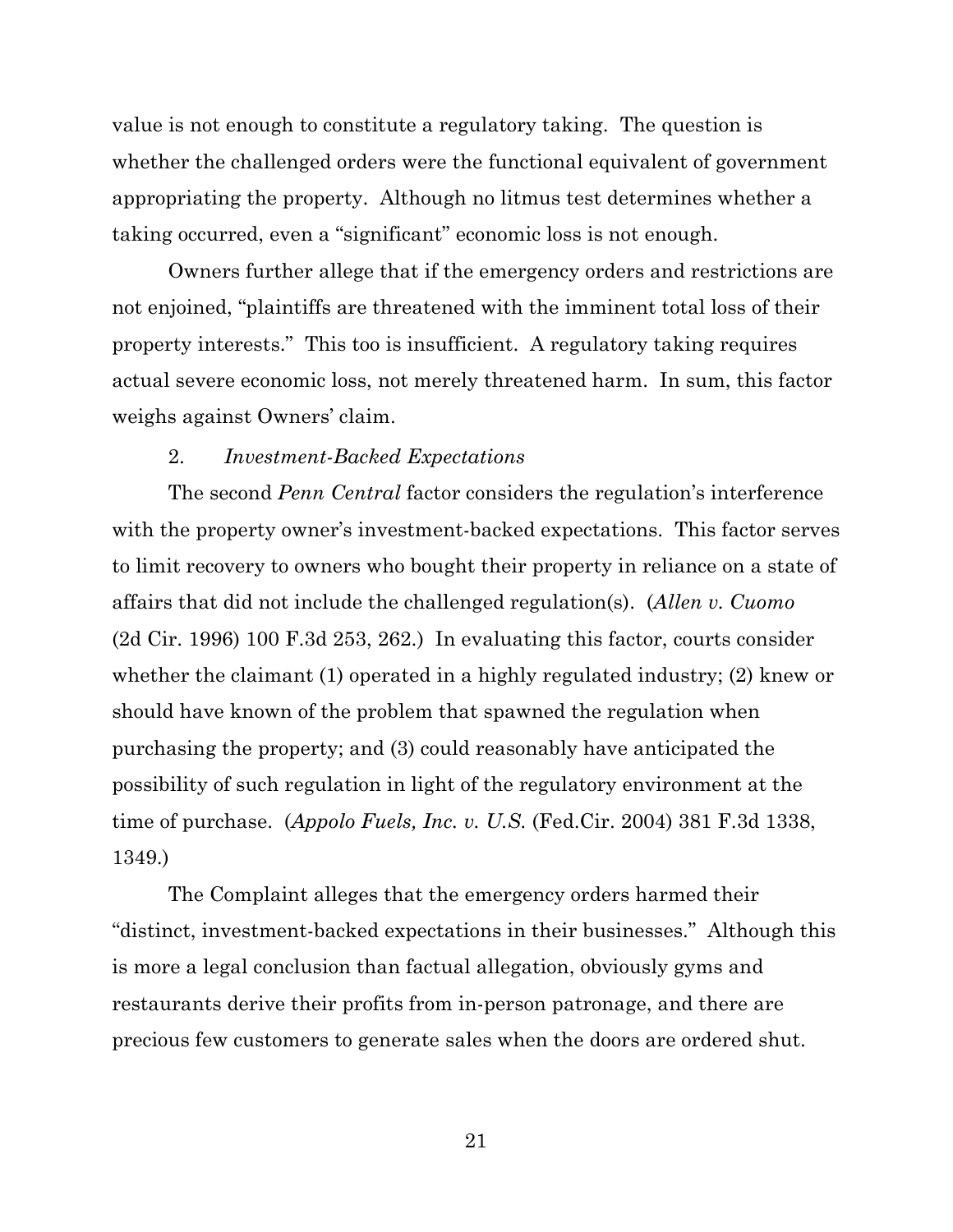value is not enough to constitute a regulatory taking. The question is whether the challenged orders were the functional equivalent of government appropriating the property. Although no litmus test determines whether a taking occurred, even a "significant" economic loss is not enough.

Owners further allege that if the emergency orders and restrictions are not enjoined, "plaintiffs are threatened with the imminent total loss of their property interests." This too is insufficient. A regulatory taking requires actual severe economic loss, not merely threatened harm. In sum, this factor weighs against Owners' claim.

2. *Investment-Backed Expectations*

The second *Penn Central* factor considers the regulation's interference with the property owner's investment-backed expectations. This factor serves to limit recovery to owners who bought their property in reliance on a state of affairs that did not include the challenged regulation(s). (*Allen v. Cuomo* (2d Cir. 1996) 100 F.3d 253, 262.) In evaluating this factor, courts consider whether the claimant (1) operated in a highly regulated industry; (2) knew or should have known of the problem that spawned the regulation when purchasing the property; and (3) could reasonably have anticipated the possibility of such regulation in light of the regulatory environment at the time of purchase. (*Appolo Fuels, Inc. v. U.S.* (Fed.Cir. 2004) 381 F.3d 1338, 1349.)

The Complaint alleges that the emergency orders harmed their "distinct, investment-backed expectations in their businesses." Although this is more a legal conclusion than factual allegation, obviously gyms and restaurants derive their profits from in-person patronage, and there are precious few customers to generate sales when the doors are ordered shut.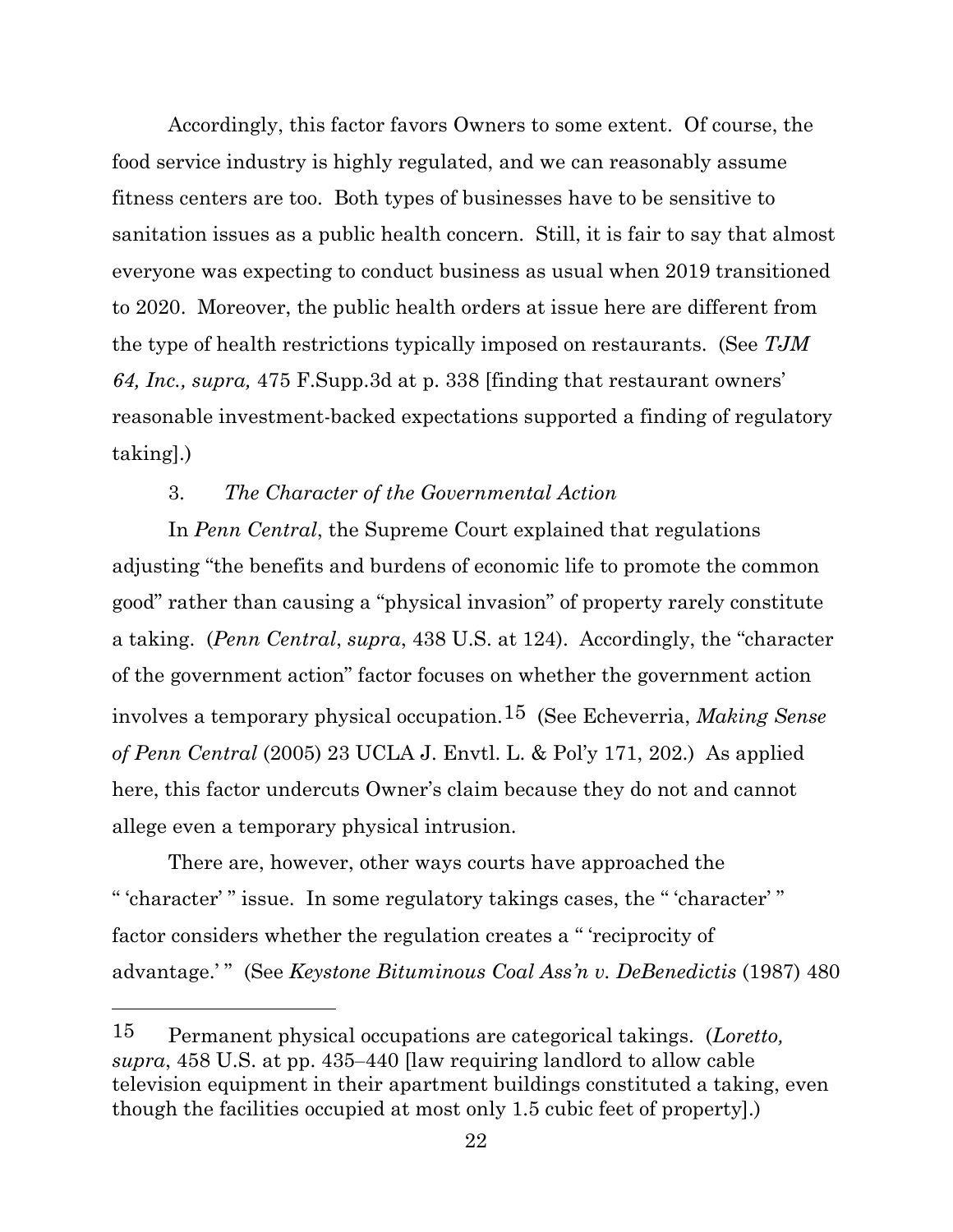Accordingly, this factor favors Owners to some extent. Of course, the food service industry is highly regulated, and we can reasonably assume fitness centers are too. Both types of businesses have to be sensitive to sanitation issues as a public health concern. Still, it is fair to say that almost everyone was expecting to conduct business as usual when 2019 transitioned to 2020. Moreover, the public health orders at issue here are different from the type of health restrictions typically imposed on restaurants. (See *TJM 64, Inc., supra,* 475 F.Supp.3d at p. 338 [finding that restaurant owners' reasonable investment-backed expectations supported a finding of regulatory taking].)

3. *The Character of the Governmental Action*

In *Penn Central*, the Supreme Court explained that regulations adjusting "the benefits and burdens of economic life to promote the common good" rather than causing a "physical invasion" of property rarely constitute a taking. (*Penn Central*, *supra*, 438 U.S. at 124). Accordingly, the "character of the government action" factor focuses on whether the government action involves a temporary physical occupation.[15] (See Echeverria, *Making Sense of Penn Central* (2005) 23 UCLA J. Envtl. L. & Pol'y 171, 202.) As applied here, this factor undercuts Owner's claim because they do not and cannot allege even a temporary physical intrusion.

There are, however, other ways courts have approached the " 'character' " issue. In some regulatory takings cases, the " 'character' " factor considers whether the regulation creates a " 'reciprocity of advantage.' " (See *Keystone Bituminous Coal Ass'n v. DeBenedictis* (1987) 480

---

[15] Permanent physical occupations are categorical takings. (*Loretto, supra*, 458 U.S. at pp. 435–440 [law requiring landlord to allow cable television equipment in their apartment buildings constituted a taking, even though the facilities occupied at most only 1.5 cubic feet of property].)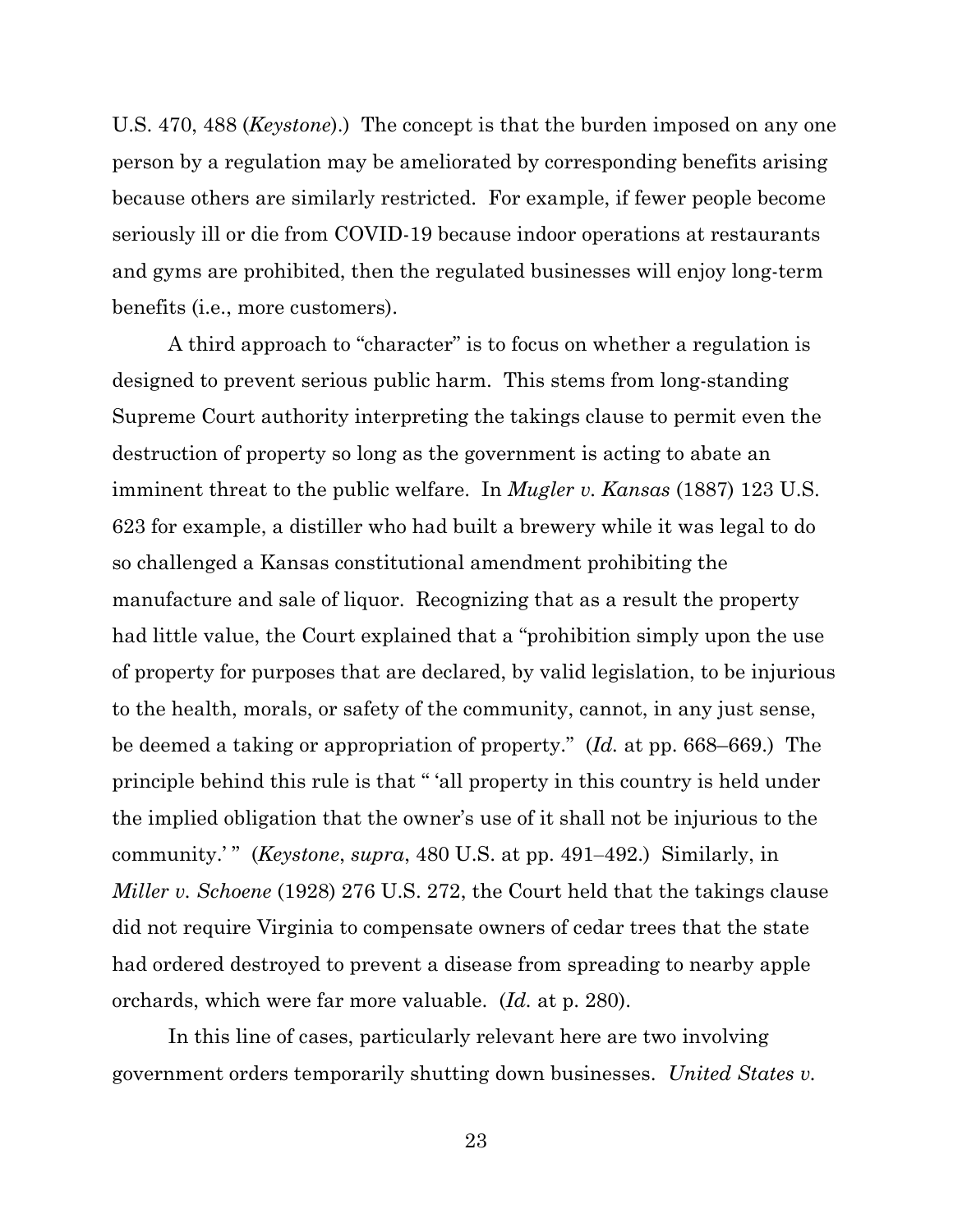U.S. 470, 488 (*Keystone*).) The concept is that the burden imposed on any one person by a regulation may be ameliorated by corresponding benefits arising because others are similarly restricted. For example, if fewer people become seriously ill or die from COVID-19 because indoor operations at restaurants and gyms are prohibited, then the regulated businesses will enjoy long-term benefits (i.e., more customers).

A third approach to "character" is to focus on whether a regulation is designed to prevent serious public harm. This stems from long-standing Supreme Court authority interpreting the takings clause to permit even the destruction of property so long as the government is acting to abate an imminent threat to the public welfare. In *Mugler v. Kansas* (1887) 123 U.S. 623 for example, a distiller who had built a brewery while it was legal to do so challenged a Kansas constitutional amendment prohibiting the manufacture and sale of liquor. Recognizing that as a result the property had little value, the Court explained that a "prohibition simply upon the use of property for purposes that are declared, by valid legislation, to be injurious to the health, morals, or safety of the community, cannot, in any just sense, be deemed a taking or appropriation of property." (*Id.* at pp. 668–669.) The principle behind this rule is that " 'all property in this country is held under the implied obligation that the owner's use of it shall not be injurious to the community.' " (*Keystone*, *supra*, 480 U.S. at pp. 491–492.) Similarly, in *Miller v. Schoene* (1928) 276 U.S. 272, the Court held that the takings clause did not require Virginia to compensate owners of cedar trees that the state had ordered destroyed to prevent a disease from spreading to nearby apple orchards, which were far more valuable. (*Id.* at p. 280).

In this line of cases, particularly relevant here are two involving government orders temporarily shutting down businesses. *United States v.*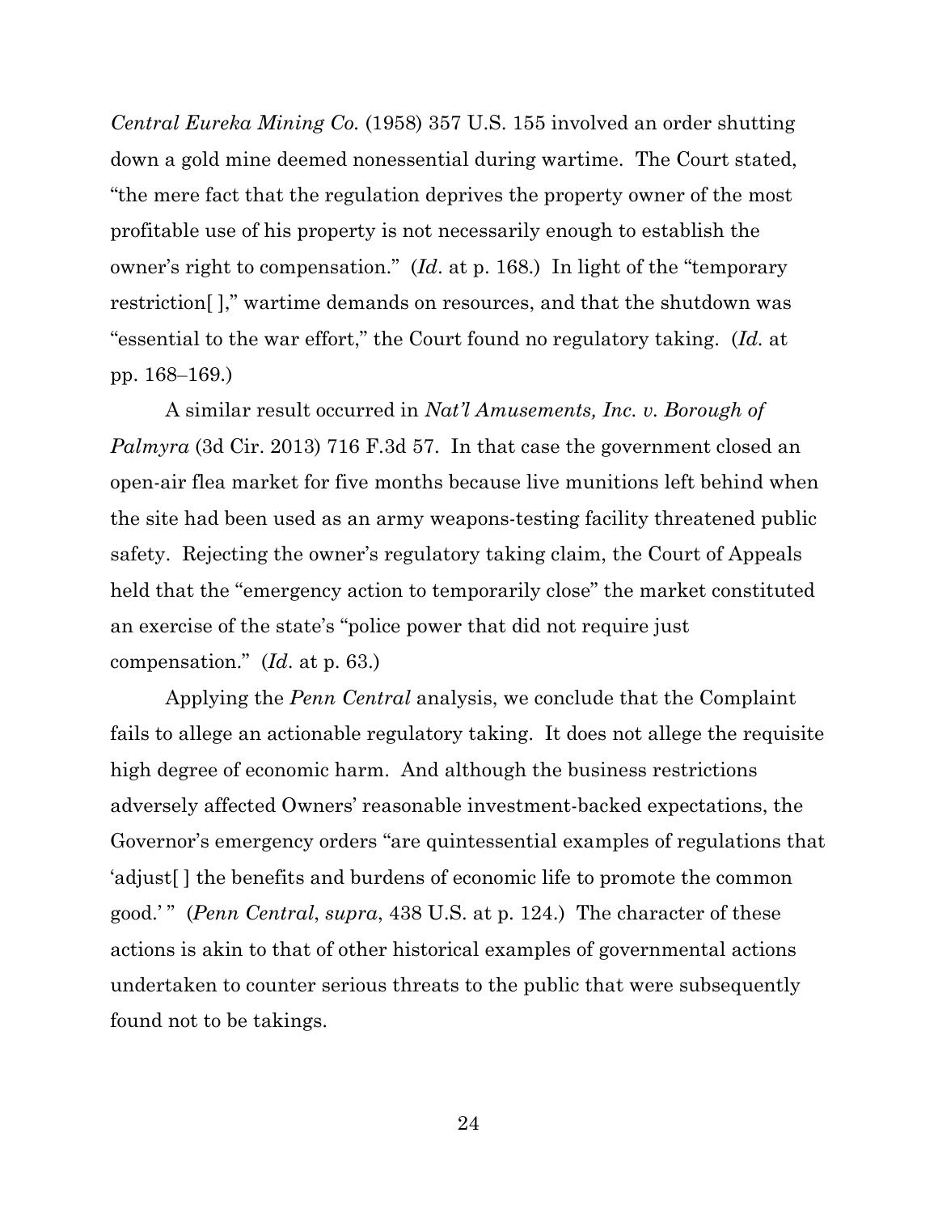*Central Eureka Mining Co.* (1958) 357 U.S. 155 involved an order shutting down a gold mine deemed nonessential during wartime. The Court stated, "the mere fact that the regulation deprives the property owner of the most profitable use of his property is not necessarily enough to establish the owner's right to compensation." (*Id*. at p. 168.) In light of the "temporary restriction[ ]," wartime demands on resources, and that the shutdown was "essential to the war effort," the Court found no regulatory taking. (*Id.* at pp. 168–169.)

A similar result occurred in *Nat'l Amusements, Inc. v. Borough of Palmyra* (3d Cir. 2013) 716 F.3d 57. In that case the government closed an open-air flea market for five months because live munitions left behind when the site had been used as an army weapons-testing facility threatened public safety. Rejecting the owner's regulatory taking claim, the Court of Appeals held that the "emergency action to temporarily close" the market constituted an exercise of the state's "police power that did not require just compensation." (*Id*. at p. 63.)

Applying the *Penn Central* analysis, we conclude that the Complaint fails to allege an actionable regulatory taking. It does not allege the requisite high degree of economic harm. And although the business restrictions adversely affected Owners' reasonable investment-backed expectations, the Governor's emergency orders "are quintessential examples of regulations that 'adjust[ ] the benefits and burdens of economic life to promote the common good.' " (*Penn Central*, *supra*, 438 U.S. at p. 124.) The character of these actions is akin to that of other historical examples of governmental actions undertaken to counter serious threats to the public that were subsequently found not to be takings.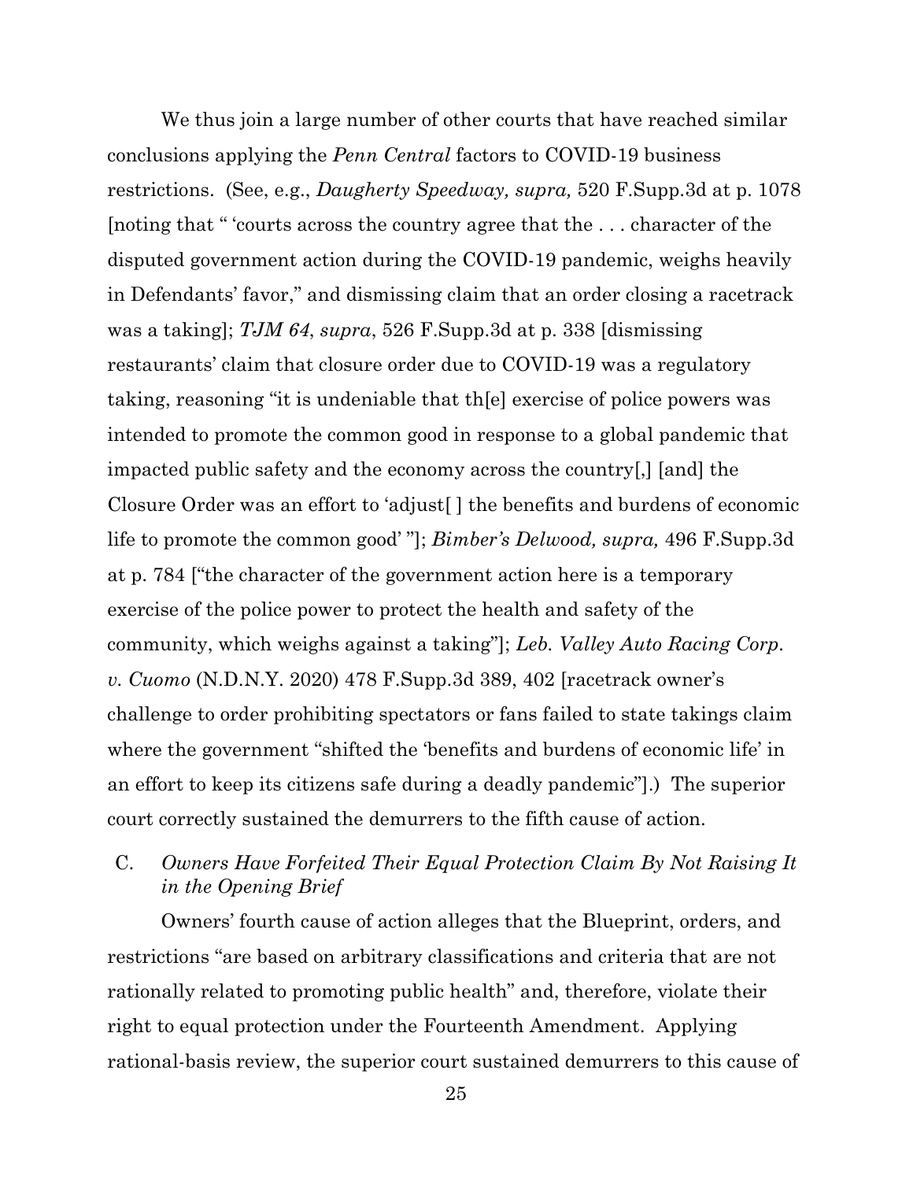We thus join a large number of other courts that have reached similar conclusions applying the *Penn Central* factors to COVID-19 business restrictions. (See, e.g., *Daugherty Speedway, supra,* 520 F.Supp.3d at p. 1078 [noting that " 'courts across the country agree that the . . . character of the disputed government action during the COVID-19 pandemic, weighs heavily in Defendants' favor," and dismissing claim that an order closing a racetrack was a taking]; *TJM 64*, *supra*, 526 F.Supp.3d at p. 338 [dismissing restaurants' claim that closure order due to COVID-19 was a regulatory taking, reasoning "it is undeniable that th[e] exercise of police powers was intended to promote the common good in response to a global pandemic that impacted public safety and the economy across the country[,] [and] the Closure Order was an effort to 'adjust[ ] the benefits and burdens of economic life to promote the common good' "]; *Bimber's Delwood, supra,* 496 F.Supp.3d at p. 784 ["the character of the government action here is a temporary exercise of the police power to protect the health and safety of the community, which weighs against a taking"]; *Leb. Valley Auto Racing Corp. v. Cuomo* (N.D.N.Y. 2020) 478 F.Supp.3d 389, 402 [racetrack owner's challenge to order prohibiting spectators or fans failed to state takings claim where the government "shifted the 'benefits and burdens of economic life' in an effort to keep its citizens safe during a deadly pandemic"].) The superior court correctly sustained the demurrers to the fifth cause of action.

### C. *Owners Have Forfeited Their Equal Protection Claim By Not Raising It in the Opening Brief*

Owners' fourth cause of action alleges that the Blueprint, orders, and restrictions "are based on arbitrary classifications and criteria that are not rationally related to promoting public health" and, therefore, violate their right to equal protection under the Fourteenth Amendment. Applying rational-basis review, the superior court sustained demurrers to this cause of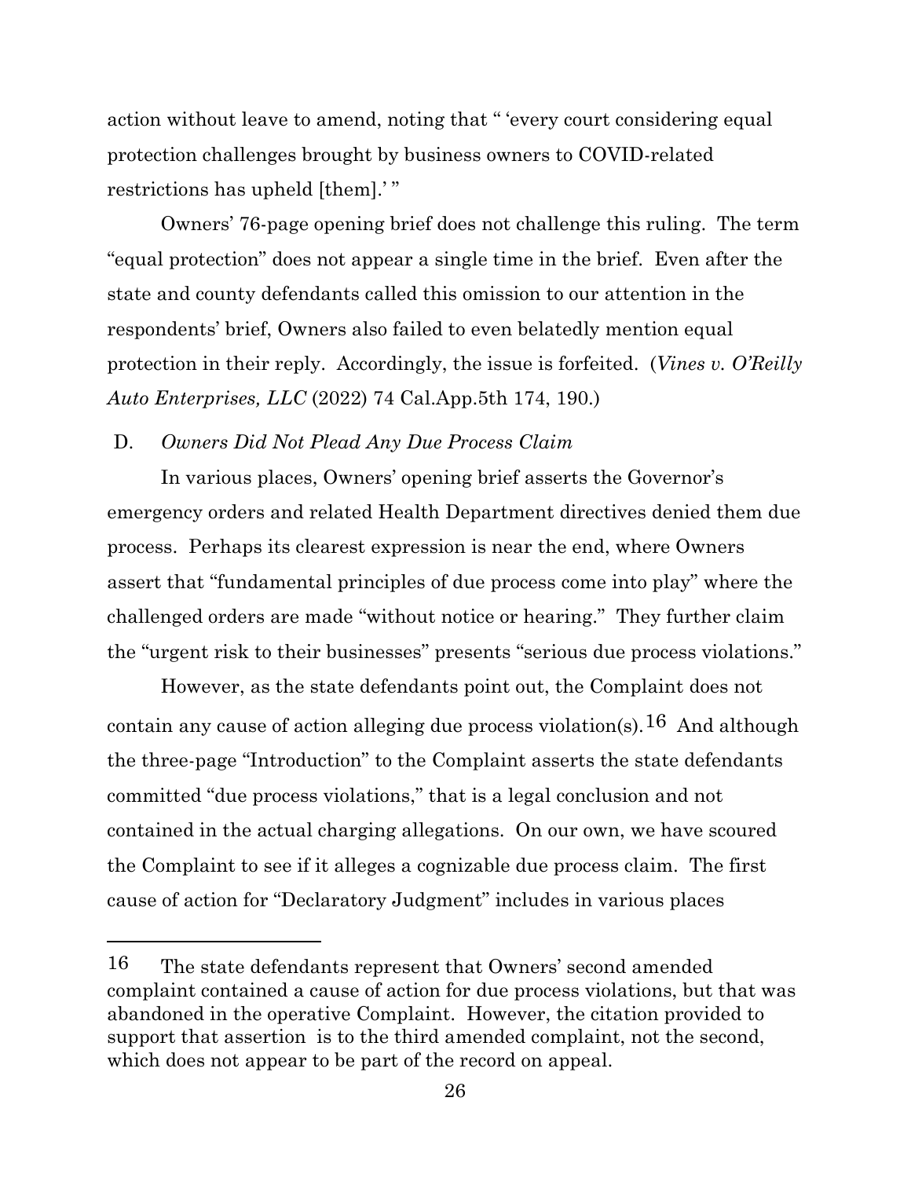action without leave to amend, noting that " 'every court considering equal protection challenges brought by business owners to COVID-related restrictions has upheld [them].' "

Owners' 76-page opening brief does not challenge this ruling. The term "equal protection" does not appear a single time in the brief. Even after the state and county defendants called this omission to our attention in the respondents' brief, Owners also failed to even belatedly mention equal protection in their reply. Accordingly, the issue is forfeited. (*Vines v. O'Reilly Auto Enterprises, LLC* (2022) 74 Cal.App.5th 174, 190.)

### D. *Owners Did Not Plead Any Due Process Claim*

In various places, Owners' opening brief asserts the Governor's emergency orders and related Health Department directives denied them due process. Perhaps its clearest expression is near the end, where Owners assert that "fundamental principles of due process come into play" where the challenged orders are made "without notice or hearing." They further claim the "urgent risk to their businesses" presents "serious due process violations."

However, as the state defendants point out, the Complaint does not contain any cause of action alleging due process violation(s).[16] And although the three-page "Introduction" to the Complaint asserts the state defendants committed "due process violations," that is a legal conclusion and not contained in the actual charging allegations. On our own, we have scoured the Complaint to see if it alleges a cognizable due process claim. The first cause of action for "Declaratory Judgment" includes in various places

---

[16] The state defendants represent that Owners' second amended complaint contained a cause of action for due process violations, but that was abandoned in the operative Complaint. However, the citation provided to support that assertion is to the third amended complaint, not the second, which does not appear to be part of the record on appeal.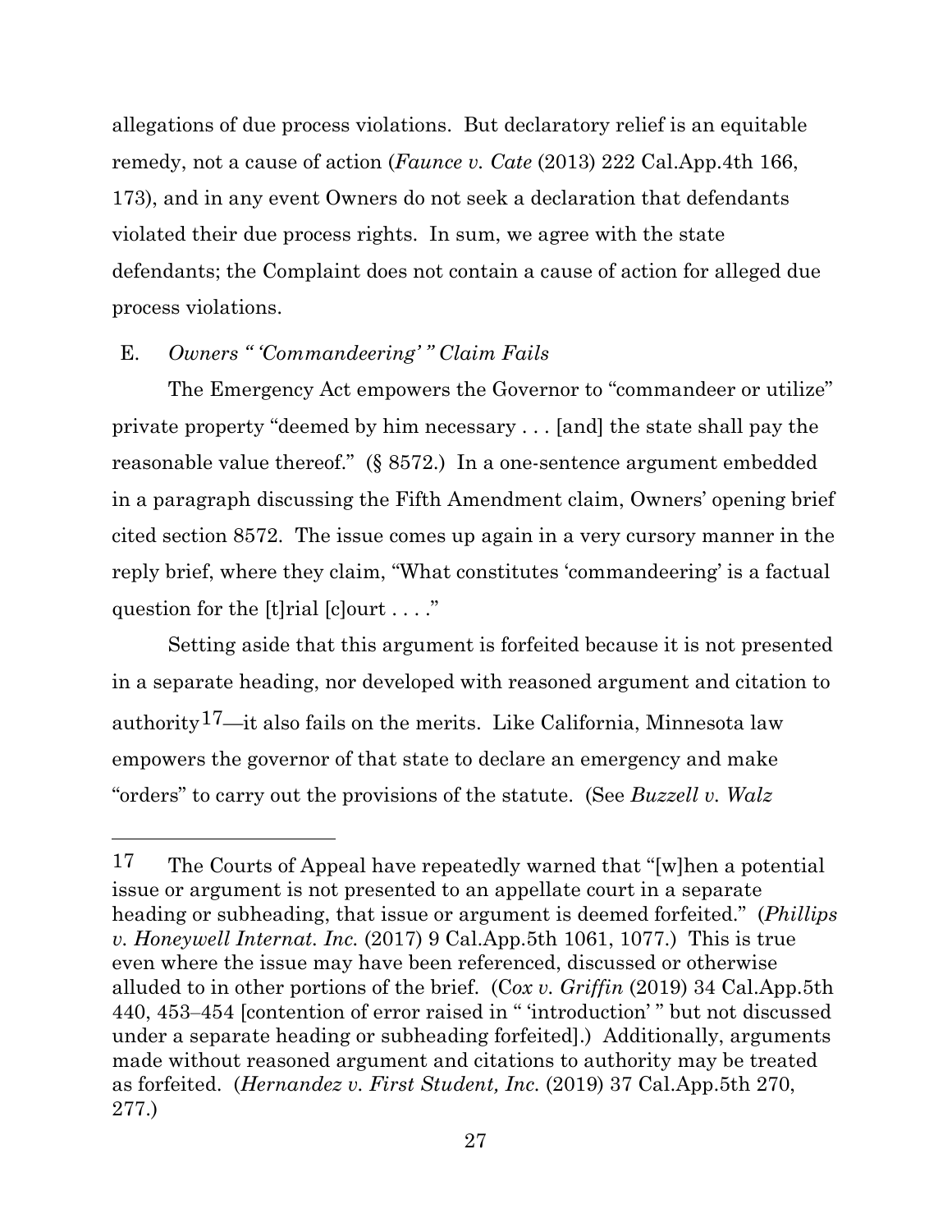allegations of due process violations. But declaratory relief is an equitable remedy, not a cause of action (*Faunce v. Cate* (2013) 222 Cal.App.4th 166, 173), and in any event Owners do not seek a declaration that defendants violated their due process rights. In sum, we agree with the state defendants; the Complaint does not contain a cause of action for alleged due process violations.

E. *Owners " 'Commandeering' " Claim Fails*

The Emergency Act empowers the Governor to "commandeer or utilize" private property "deemed by him necessary . . . [and] the state shall pay the reasonable value thereof." (§ 8572.) In a one-sentence argument embedded in a paragraph discussing the Fifth Amendment claim, Owners' opening brief cited section 8572. The issue comes up again in a very cursory manner in the reply brief, where they claim, "What constitutes 'commandeering' is a factual question for the [t]rial [c]ourt . . . ."

Setting aside that this argument is forfeited because it is not presented in a separate heading, nor developed with reasoned argument and citation to authority[17]—it also fails on the merits. Like California, Minnesota law empowers the governor of that state to declare an emergency and make "orders" to carry out the provisions of the statute. (See *Buzzell v. Walz*

---

[17] The Courts of Appeal have repeatedly warned that "[w]hen a potential issue or argument is not presented to an appellate court in a separate heading or subheading, that issue or argument is deemed forfeited." (*Phillips v. Honeywell Internat. Inc.* (2017) 9 Cal.App.5th 1061, 1077.) This is true even where the issue may have been referenced, discussed or otherwise alluded to in other portions of the brief. (*Cox v. Griffin* (2019) 34 Cal.App.5th 440, 453–454 [contention of error raised in " 'introduction' " but not discussed under a separate heading or subheading forfeited].) Additionally, arguments made without reasoned argument and citations to authority may be treated as forfeited. (*Hernandez v. First Student, Inc.* (2019) 37 Cal.App.5th 270, 277.)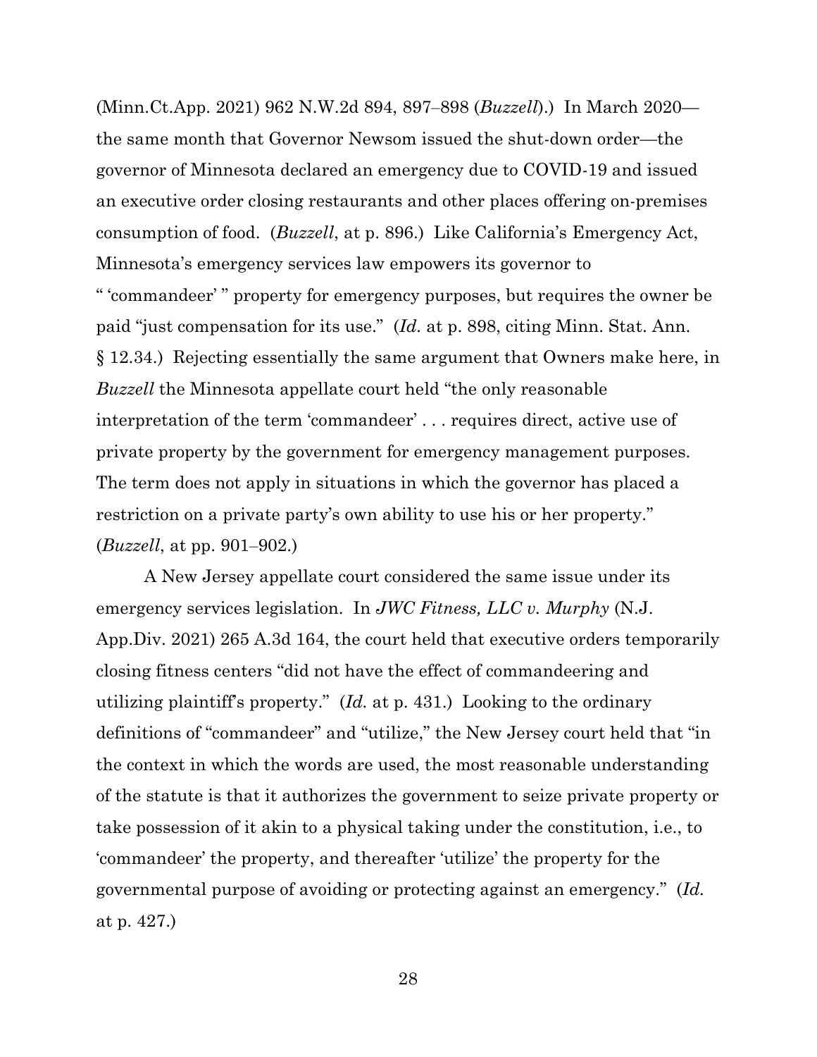(Minn.Ct.App. 2021) 962 N.W.2d 894, 897–898 (*Buzzell*).) In March 2020—the same month that Governor Newsom issued the shut-down order—the governor of Minnesota declared an emergency due to COVID-19 and issued an executive order closing restaurants and other places offering on-premises consumption of food. (*Buzzell*, at p. 896.) Like California's Emergency Act, Minnesota's emergency services law empowers its governor to " 'commandeer' " property for emergency purposes, but requires the owner be paid "just compensation for its use." (*Id.* at p. 898, citing Minn. Stat. Ann. § 12.34.) Rejecting essentially the same argument that Owners make here, in *Buzzell* the Minnesota appellate court held "the only reasonable interpretation of the term 'commandeer' . . . requires direct, active use of private property by the government for emergency management purposes. The term does not apply in situations in which the governor has placed a restriction on a private party's own ability to use his or her property." (*Buzzell*, at pp. 901–902.)

A New Jersey appellate court considered the same issue under its emergency services legislation. In *JWC Fitness, LLC v. Murphy* (N.J. App.Div. 2021) 265 A.3d 164, the court held that executive orders temporarily closing fitness centers "did not have the effect of commandeering and utilizing plaintiff's property." (*Id.* at p. 431.) Looking to the ordinary definitions of "commandeer" and "utilize," the New Jersey court held that "in the context in which the words are used, the most reasonable understanding of the statute is that it authorizes the government to seize private property or take possession of it akin to a physical taking under the constitution, i.e., to 'commandeer' the property, and thereafter 'utilize' the property for the governmental purpose of avoiding or protecting against an emergency." (*Id.* at p. 427.)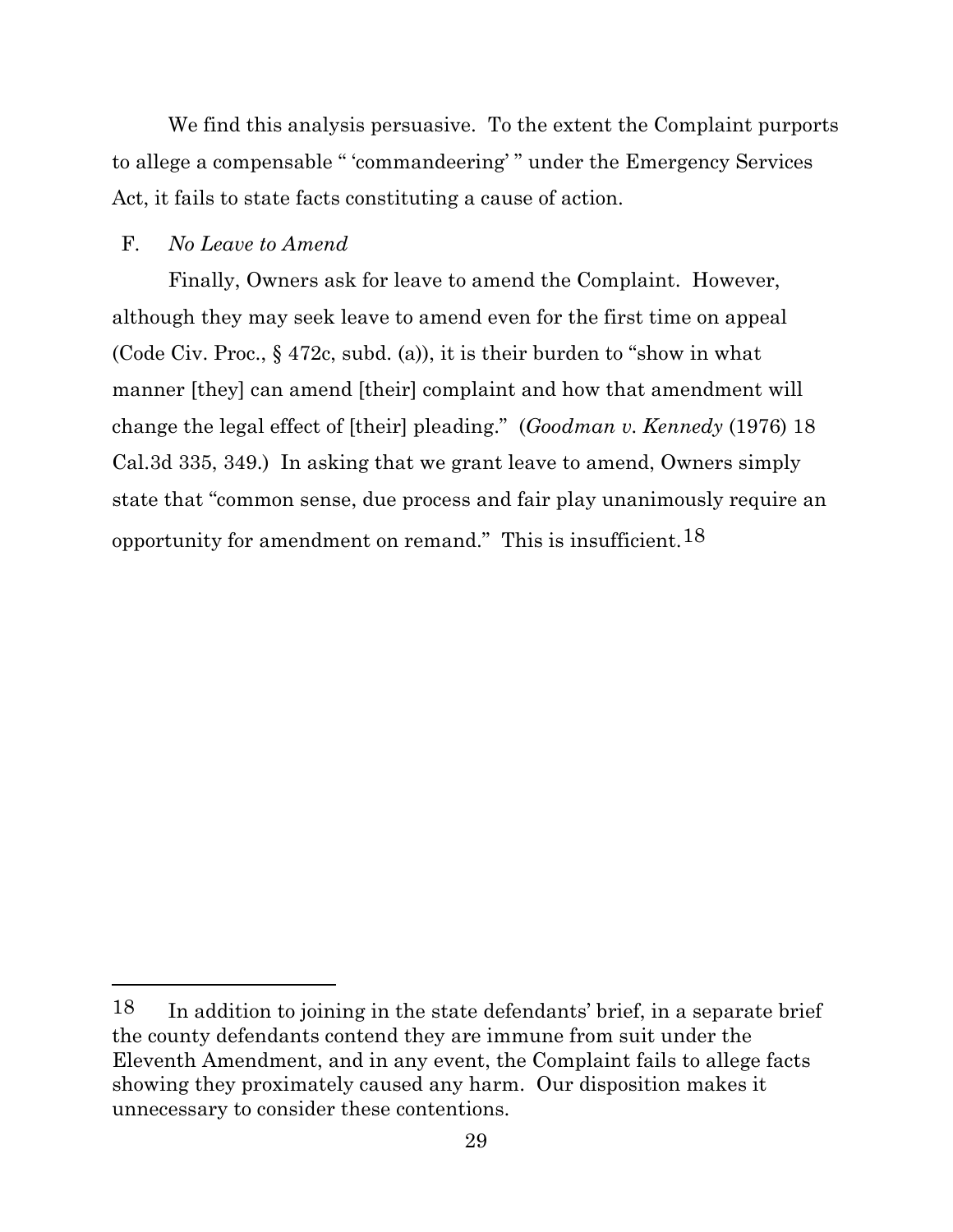We find this analysis persuasive. To the extent the Complaint purports to allege a compensable " 'commandeering' " under the Emergency Services Act, it fails to state facts constituting a cause of action.

### F. *No Leave to Amend*

Finally, Owners ask for leave to amend the Complaint. However, although they may seek leave to amend even for the first time on appeal (Code Civ. Proc., § 472c, subd. (a)), it is their burden to "show in what manner [they] can amend [their] complaint and how that amendment will change the legal effect of [their] pleading." (*Goodman v. Kennedy* (1976) 18 Cal.3d 335, 349.) In asking that we grant leave to amend, Owners simply state that "common sense, due process and fair play unanimously require an opportunity for amendment on remand." This is insufficient.[18]

---

[18] In addition to joining in the state defendants' brief, in a separate brief the county defendants contend they are immune from suit under the Eleventh Amendment, and in any event, the Complaint fails to allege facts showing they proximately caused any harm. Our disposition makes it unnecessary to consider these contentions.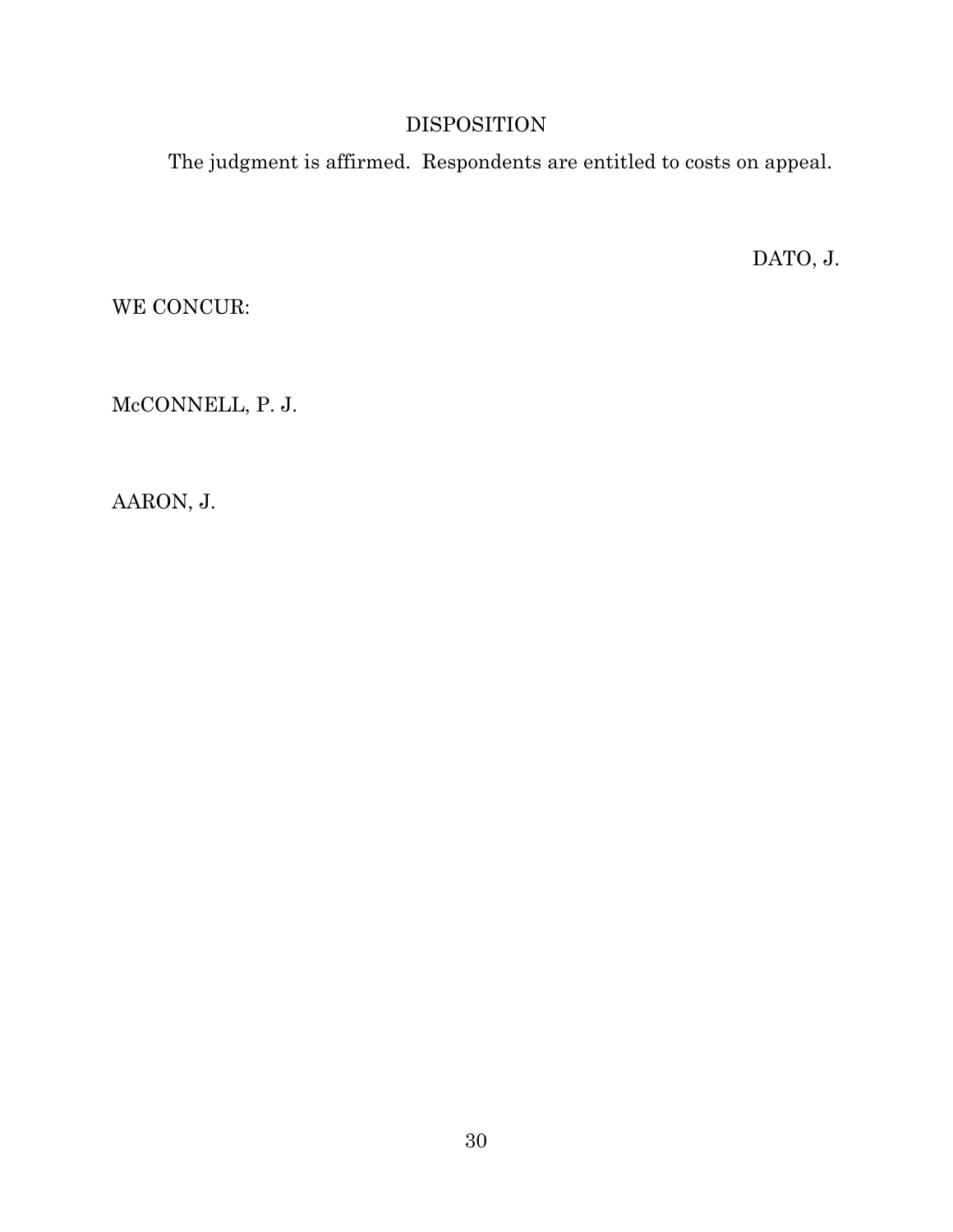## DISPOSITION

The judgment is affirmed. Respondents are entitled to costs on appeal.

DATO, J.

WE CONCUR:

McCONNELL, P. J.

AARON, J.